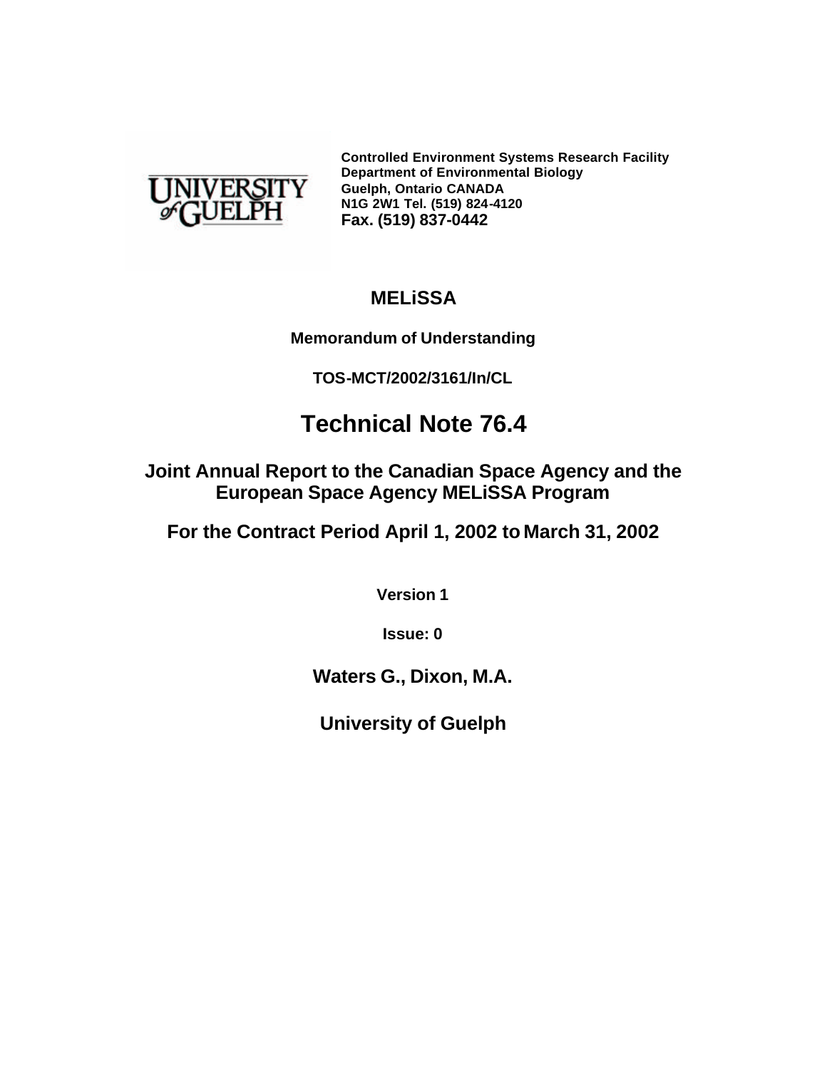UNIVERSITY of GUELPH

**Controlled Environment Systems Research Facility**
**Department of Environmental Biology**
**Guelph, Ontario CANADA**
**N1G 2W1 Tel. (519) 824-4120**
**Fax. (519) 837-0442**

# MELiSSA

**Memorandum of Understanding**

**TOS-MCT/2002/3161/In/CL**

# Technical Note 76.4

## Joint Annual Report to the Canadian Space Agency and the European Space Agency MELiSSA Program

## For the Contract Period April 1, 2002 to March 31, 2002

**Version 1**

**Issue: 0**

**Waters G., Dixon, M.A.**

**University of Guelph**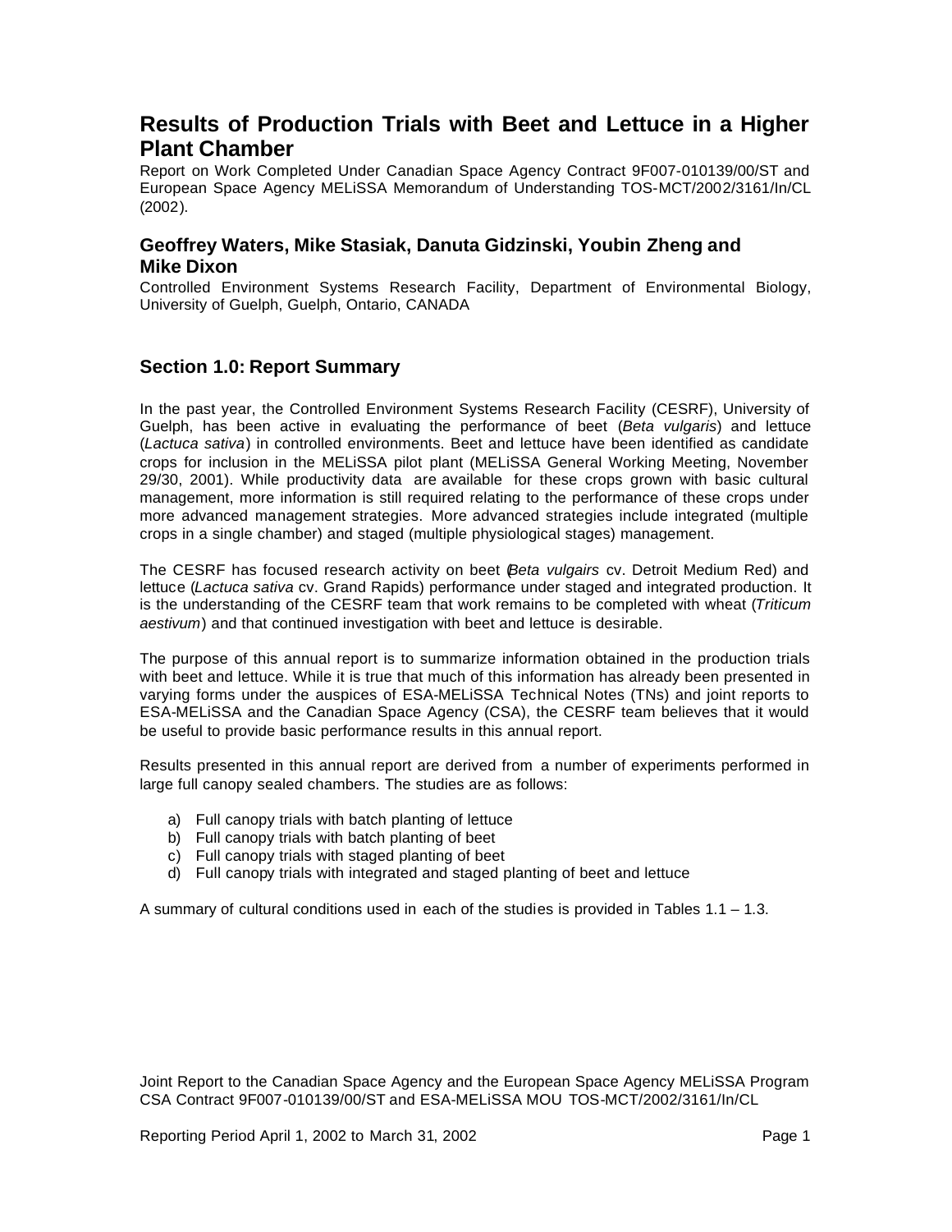# Results of Production Trials with Beet and Lettuce in a Higher Plant Chamber

Report on Work Completed Under Canadian Space Agency Contract 9F007-010139/00/ST and European Space Agency MELiSSA Memorandum of Understanding TOS-MCT/2002/3161/In/CL (2002).

### Geoffrey Waters, Mike Stasiak, Danuta Gidzinski, Youbin Zheng and Mike Dixon

Controlled Environment Systems Research Facility, Department of Environmental Biology, University of Guelph, Guelph, Ontario, CANADA

## Section 1.0: Report Summary

In the past year, the Controlled Environment Systems Research Facility (CESRF), University of Guelph, has been active in evaluating the performance of beet (*Beta vulgaris*) and lettuce (*Lactuca sativa*) in controlled environments. Beet and lettuce have been identified as candidate crops for inclusion in the MELiSSA pilot plant (MELiSSA General Working Meeting, November 29/30, 2001). While productivity data are available for these crops grown with basic cultural management, more information is still required relating to the performance of these crops under more advanced management strategies. More advanced strategies include integrated (multiple crops in a single chamber) and staged (multiple physiological stages) management.

The CESRF has focused research activity on beet (*Beta vulgairs* cv. Detroit Medium Red) and lettuce (*Lactuca sativa* cv. Grand Rapids) performance under staged and integrated production. It is the understanding of the CESRF team that work remains to be completed with wheat (*Triticum aestivum*) and that continued investigation with beet and lettuce is desirable.

The purpose of this annual report is to summarize information obtained in the production trials with beet and lettuce. While it is true that much of this information has already been presented in varying forms under the auspices of ESA-MELiSSA Technical Notes (TNs) and joint reports to ESA-MELiSSA and the Canadian Space Agency (CSA), the CESRF team believes that it would be useful to provide basic performance results in this annual report.

Results presented in this annual report are derived from a number of experiments performed in large full canopy sealed chambers. The studies are as follows:

a) Full canopy trials with batch planting of lettuce
b) Full canopy trials with batch planting of beet
c) Full canopy trials with staged planting of beet
d) Full canopy trials with integrated and staged planting of beet and lettuce

A summary of cultural conditions used in each of the studies is provided in Tables 1.1 – 1.3.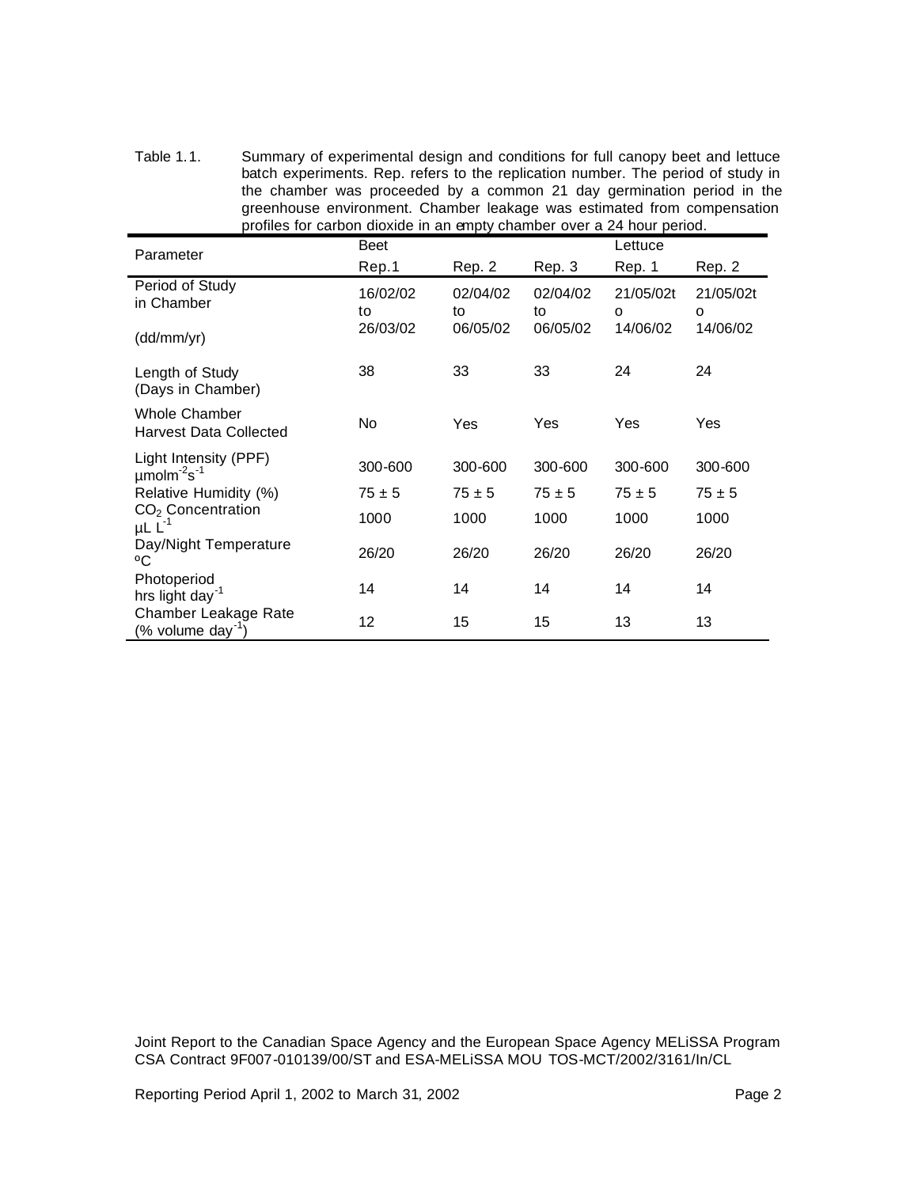Table 1.1. Summary of experimental design and conditions for full canopy beet and lettuce batch experiments. Rep. refers to the replication number. The period of study in the chamber was proceeded by a common 21 day germination period in the greenhouse environment. Chamber leakage was estimated from compensation profiles for carbon dioxide in an empty chamber over a 24 hour period.

| Parameter | Beet | | | Lettuce | |
|---|---|---|---|---|---|
| | Rep.1 | Rep. 2 | Rep. 3 | Rep. 1 | Rep. 2 |
| Period of Study in Chamber (dd/mm/yr) | 16/02/02 to 26/03/02 | 02/04/02 to 06/05/02 | 02/04/02 to 06/05/02 | 21/05/02to 14/06/02 | 21/05/02to 14/06/02 |
| Length of Study (Days in Chamber) | 38 | 33 | 33 | 24 | 24 |
| Whole Chamber Harvest Data Collected | No | Yes | Yes | Yes | Yes |
| Light Intensity (PPF) $\mu molm^{-2}s^{-1}$ | 300-600 | 300-600 | 300-600 | 300-600 | 300-600 |
| Relative Humidity (%) | 75 ± 5 | 75 ± 5 | 75 ± 5 | 75 ± 5 | 75 ± 5 |
| $CO_2$ Concentration $\mu L\ L^{-1}$ | 1000 | 1000 | 1000 | 1000 | 1000 |
| Day/Night Temperature ºC | 26/20 | 26/20 | 26/20 | 26/20 | 26/20 |
| Photoperiod hrs light $day^{-1}$ | 14 | 14 | 14 | 14 | 14 |
| Chamber Leakage Rate (% volume $day^{-1}$) | 12 | 15 | 15 | 13 | 13 |

Joint Report to the Canadian Space Agency and the European Space Agency MELiSSA Program
CSA Contract 9F007-010139/00/ST and ESA-MELiSSA MOU TOS-MCT/2002/3161/In/CL

Reporting Period April 1, 2002 to March 31, 2002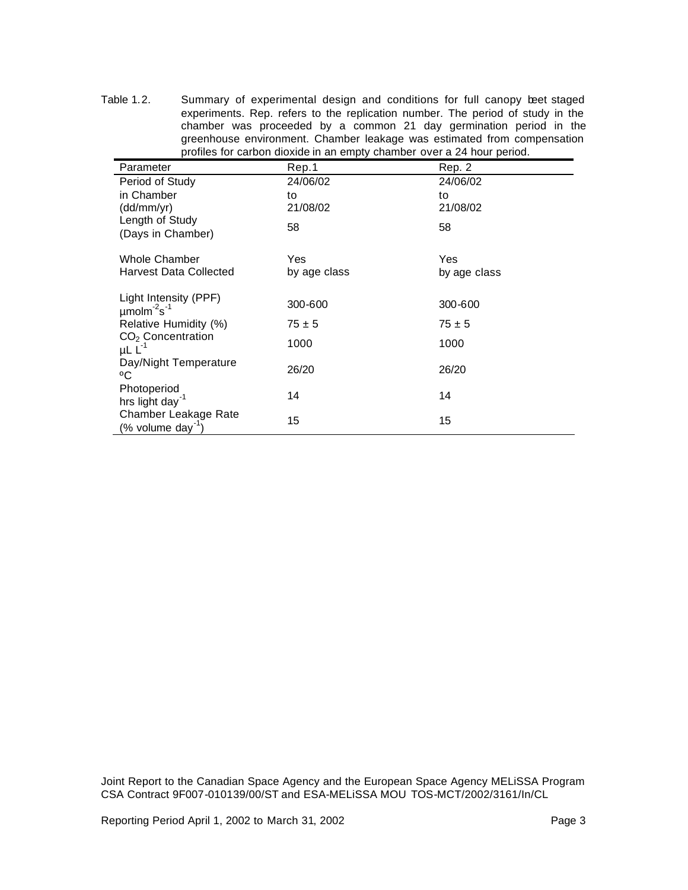Table 1.2. Summary of experimental design and conditions for full canopy beet staged experiments. Rep. refers to the replication number. The period of study in the chamber was proceeded by a common 21 day germination period in the greenhouse environment. Chamber leakage was estimated from compensation profiles for carbon dioxide in an empty chamber over a 24 hour period.

| Parameter | Rep.1 | Rep. 2 |
|---|---|---|
| Period of Study in Chamber (dd/mm/yr) | 24/06/02 to 21/08/02 | 24/06/02 to 21/08/02 |
| Length of Study (Days in Chamber) | 58 | 58 |
| Whole Chamber Harvest Data Collected | Yes by age class | Yes by age class |
| Light Intensity (PPF) $\mu mol m^{-2} s^{-1}$ | 300-600 | 300-600 |
| Relative Humidity (%) | 75 ± 5 | 75 ± 5 |
| $CO_2$ Concentration $\mu L\ L^{-1}$ | 1000 | 1000 |
| Day/Night Temperature ºC | 26/20 | 26/20 |
| Photoperiod hrs light $day^{-1}$ | 14 | 14 |
| Chamber Leakage Rate (% volume $day^{-1}$) | 15 | 15 |

Joint Report to the Canadian Space Agency and the European Space Agency MELiSSA Program
CSA Contract 9F007-010139/00/ST and ESA-MELiSSA MOU TOS-MCT/2002/3161/In/CL

Reporting Period April 1, 2002 to March 31, 2002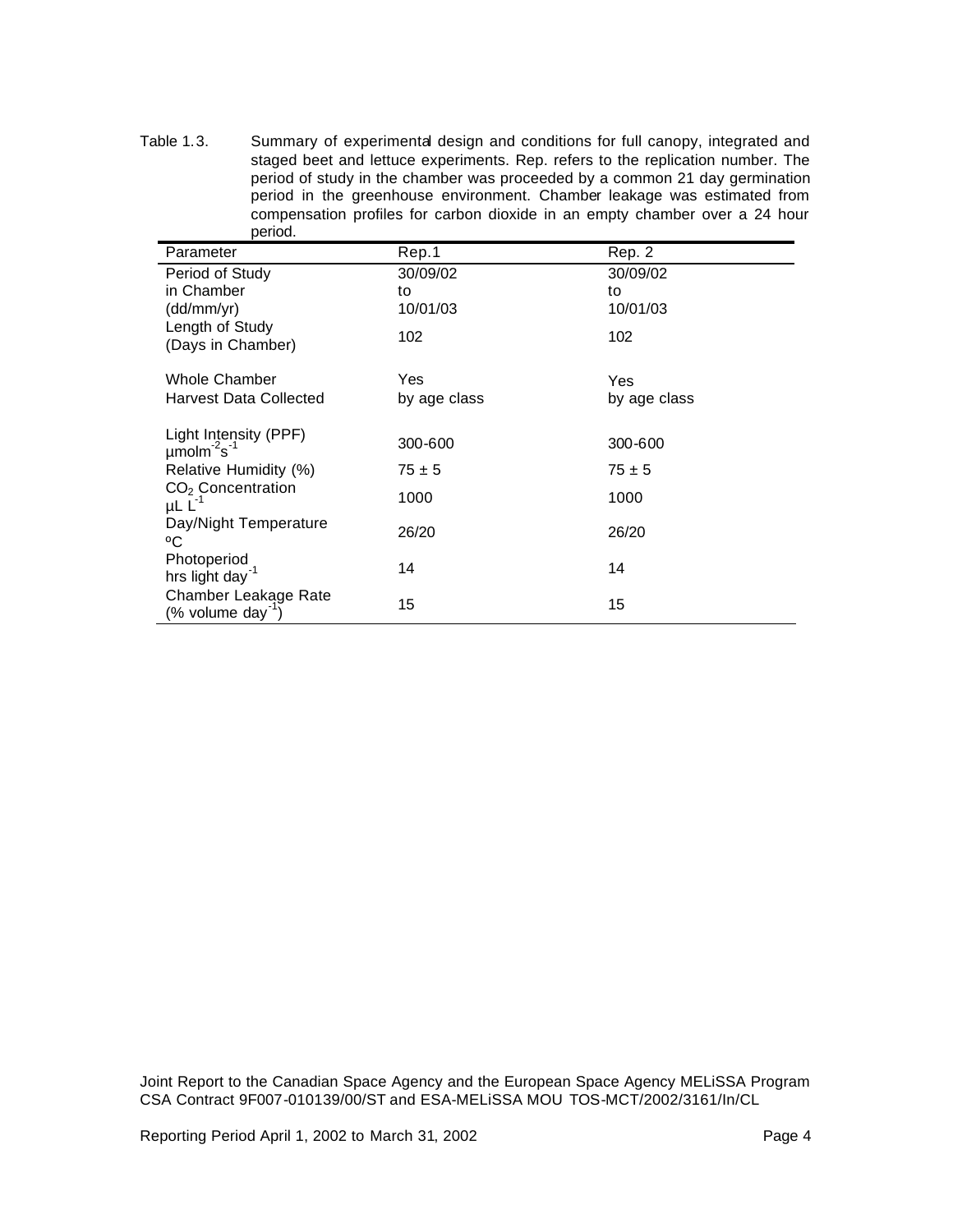Table 1.3. Summary of experimental design and conditions for full canopy, integrated and staged beet and lettuce experiments. Rep. refers to the replication number. The period of study in the chamber was proceeded by a common 21 day germination period in the greenhouse environment. Chamber leakage was estimated from compensation profiles for carbon dioxide in an empty chamber over a 24 hour period.

| Parameter | Rep.1 | Rep. 2 |
|---|---|---|
| Period of Study in Chamber (dd/mm/yr) | 30/09/02 to 10/01/03 | 30/09/02 to 10/01/03 |
| Length of Study (Days in Chamber) | 102 | 102 |
| Whole Chamber Harvest Data Collected | Yes by age class | Yes by age class |
| Light Intensity (PPF) $\mu mol m^{-2} s^{-1}$ | 300-600 | 300-600 |
| Relative Humidity (%) | 75 ± 5 | 75 ± 5 |
| $CO_2$ Concentration $\mu L\ L^{-1}$ | 1000 | 1000 |
| Day/Night Temperature ºC | 26/20 | 26/20 |
| Photoperiod hrs light $day^{-1}$ | 14 | 14 |
| Chamber Leakage Rate (% volume $day^{-1}$) | 15 | 15 |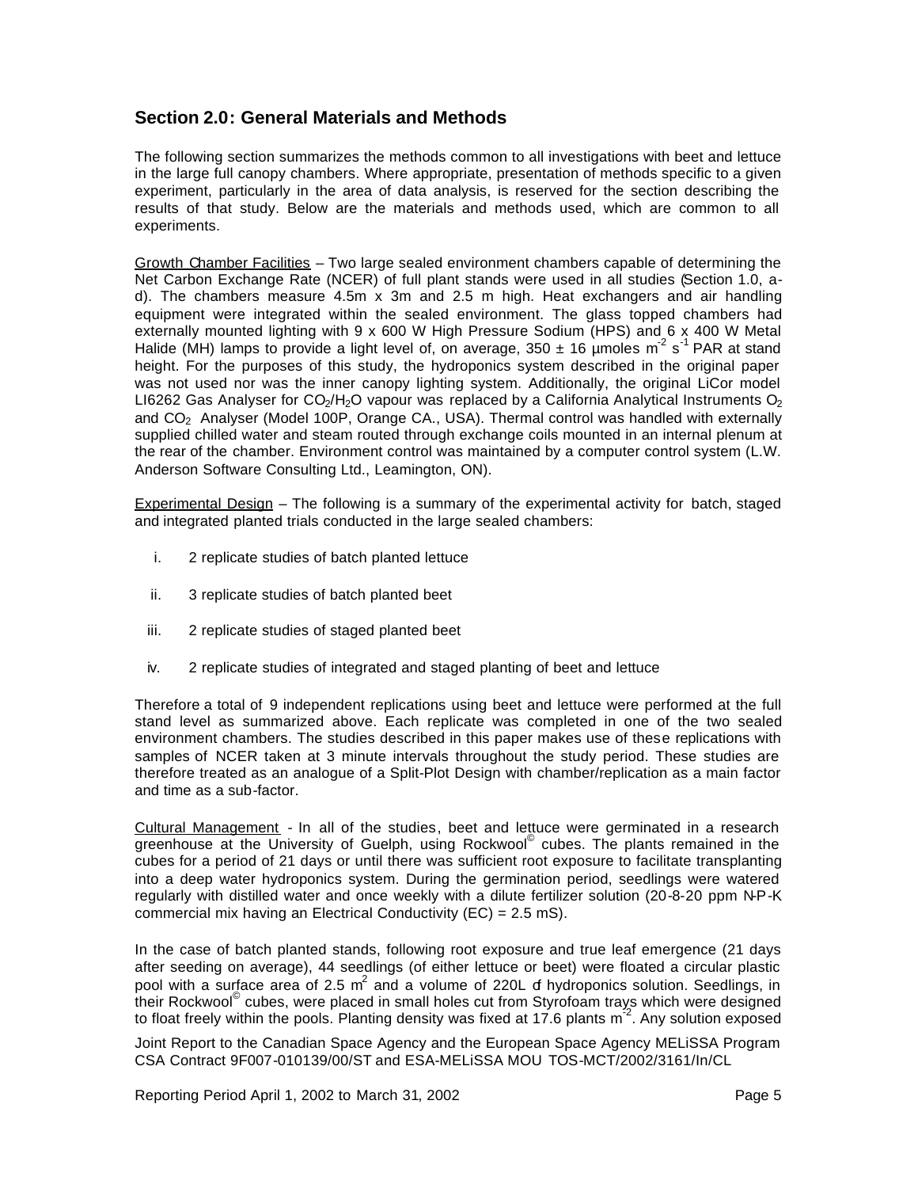## Section 2.0: General Materials and Methods

The following section summarizes the methods common to all investigations with beet and lettuce in the large full canopy chambers. Where appropriate, presentation of methods specific to a given experiment, particularly in the area of data analysis, is reserved for the section describing the results of that study. Below are the materials and methods used, which are common to all experiments.

Growth Chamber Facilities – Two large sealed environment chambers capable of determining the Net Carbon Exchange Rate (NCER) of full plant stands were used in all studies (Section 1.0, a-d). The chambers measure 4.5m x 3m and 2.5 m high. Heat exchangers and air handling equipment were integrated within the sealed environment. The glass topped chambers had externally mounted lighting with 9 x 600 W High Pressure Sodium (HPS) and 6 x 400 W Metal Halide (MH) lamps to provide a light level of, on average, 350 ± 16 µmoles $m^{-2}$ $s^{-1}$ PAR at stand height. For the purposes of this study, the hydroponics system described in the original paper was not used nor was the inner canopy lighting system. Additionally, the original LiCor model LI6262 Gas Analyser for $CO_2$/$H_2O$ vapour was replaced by a California Analytical Instruments $O_2$ and $CO_2$ Analyser (Model 100P, Orange CA., USA). Thermal control was handled with externally supplied chilled water and steam routed through exchange coils mounted in an internal plenum at the rear of the chamber. Environment control was maintained by a computer control system (L.W. Anderson Software Consulting Ltd., Leamington, ON).

Experimental Design – The following is a summary of the experimental activity for batch, staged and integrated planted trials conducted in the large sealed chambers:

i. 2 replicate studies of batch planted lettuce

ii. 3 replicate studies of batch planted beet

iii. 2 replicate studies of staged planted beet

iv. 2 replicate studies of integrated and staged planting of beet and lettuce

Therefore a total of 9 independent replications using beet and lettuce were performed at the full stand level as summarized above. Each replicate was completed in one of the two sealed environment chambers. The studies described in this paper makes use of these replications with samples of NCER taken at 3 minute intervals throughout the study period. These studies are therefore treated as an analogue of a Split-Plot Design with chamber/replication as a main factor and time as a sub-factor.

Cultural Management - In all of the studies, beet and lettuce were germinated in a research greenhouse at the University of Guelph, using Rockwool© cubes. The plants remained in the cubes for a period of 21 days or until there was sufficient root exposure to facilitate transplanting into a deep water hydroponics system. During the germination period, seedlings were watered regularly with distilled water and once weekly with a dilute fertilizer solution (20-8-20 ppm N-P-K commercial mix having an Electrical Conductivity (EC) = 2.5 mS).

In the case of batch planted stands, following root exposure and true leaf emergence (21 days after seeding on average), 44 seedlings (of either lettuce or beet) were floated a circular plastic pool with a surface area of 2.5 $m^2$ and a volume of 220L of hydroponics solution. Seedlings, in their Rockwool© cubes, were placed in small holes cut from Styrofoam trays which were designed to float freely within the pools. Planting density was fixed at 17.6 plants $m^{-2}$. Any solution exposed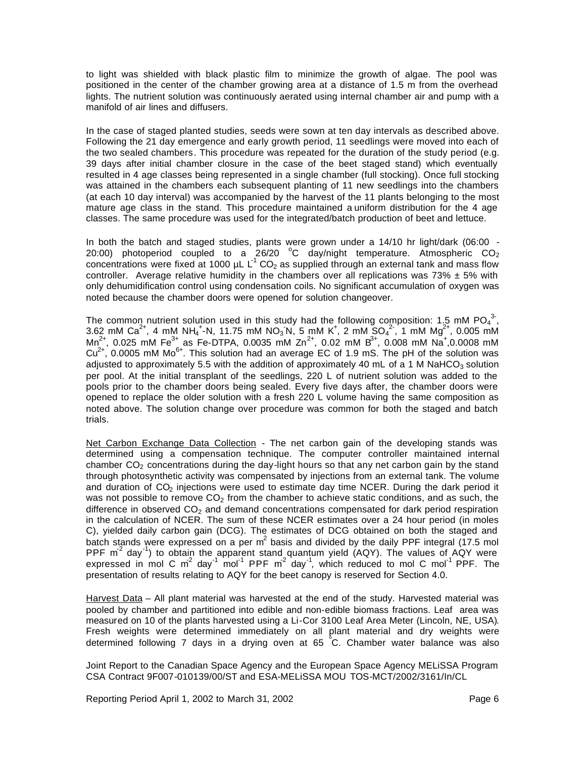to light was shielded with black plastic film to minimize the growth of algae. The pool was positioned in the center of the chamber growing area at a distance of 1.5 m from the overhead lights. The nutrient solution was continuously aerated using internal chamber air and pump with a manifold of air lines and diffusers.

In the case of staged planted studies, seeds were sown at ten day intervals as described above. Following the 21 day emergence and early growth period, 11 seedlings were moved into each of the two sealed chambers. This procedure was repeated for the duration of the study period (e.g. 39 days after initial chamber closure in the case of the beet staged stand) which eventually resulted in 4 age classes being represented in a single chamber (full stocking). Once full stocking was attained in the chambers each subsequent planting of 11 new seedlings into the chambers (at each 10 day interval) was accompanied by the harvest of the 11 plants belonging to the most mature age class in the stand. This procedure maintained a uniform distribution for the 4 age classes. The same procedure was used for the integrated/batch production of beet and lettuce.

In both the batch and staged studies, plants were grown under a 14/10 hr light/dark (06:00 - 20:00) photoperiod coupled to a 26/20 $^oC$ day/night temperature. Atmospheric $CO_2$ concentrations were fixed at 1000 µL $L^{-1}$ $CO_2$ as supplied through an external tank and mass flow controller. Average relative humidity in the chambers over all replications was 73% ± 5% with only dehumidification control using condensation coils. No significant accumulation of oxygen was noted because the chamber doors were opened for solution changeover.

The common nutrient solution used in this study had the following composition: 1.5 mM $PO_4^{3-}$, 3.62 mM $Ca^{2+}$, 4 mM $NH_4^+$-N, 11.75 mM $NO_3^-$N, 5 mM $K^+$, 2 mM $SO_4^{2-}$, 1 mM $Mg^{2+}$, 0.005 mM $Mn^{2+}$, 0.025 mM $Fe^{3+}$ as Fe-DTPA, 0.0035 mM $Zn^{2+}$, 0.02 mM $B^{3+}$, 0.008 mM $Na^+$,0.0008 mM $Cu^{2+}$, 0.0005 mM $Mo^{6+}$. This solution had an average EC of 1.9 mS. The pH of the solution was adjusted to approximately 5.5 with the addition of approximately 40 mL of a 1 M $NaHCO_3$ solution per pool. At the initial transplant of the seedlings, 220 L of nutrient solution was added to the pools prior to the chamber doors being sealed. Every five days after, the chamber doors were opened to replace the older solution with a fresh 220 L volume having the same composition as noted above. The solution change over procedure was common for both the staged and batch trials.

Net Carbon Exchange Data Collection - The net carbon gain of the developing stands was determined using a compensation technique. The computer controller maintained internal chamber $CO_2$ concentrations during the day-light hours so that any net carbon gain by the stand through photosynthetic activity was compensated by injections from an external tank. The volume and duration of $CO_2$ injections were used to estimate day time NCER. During the dark period it was not possible to remove $CO_2$ from the chamber to achieve static conditions, and as such, the difference in observed $CO_2$ and demand concentrations compensated for dark period respiration in the calculation of NCER. The sum of these NCER estimates over a 24 hour period (in moles C), yielded daily carbon gain (DCG). The estimates of DCG obtained on both the staged and batch stands were expressed on a per $m^2$ basis and divided by the daily PPF integral (17.5 mol PPF $m^{-2}$ $day^{-1}$) to obtain the apparent stand quantum yield (AQY). The values of AQY were expressed in mol C $m^{-2}$ $day^{-1}$ $mol^{-1}$ PPF $m^{-2}$ $day^{-1}$, which reduced to mol C $mol^{-1}$ PPF. The presentation of results relating to AQY for the beet canopy is reserved for Section 4.0.

Harvest Data – All plant material was harvested at the end of the study. Harvested material was pooled by chamber and partitioned into edible and non-edible biomass fractions. Leaf area was measured on 10 of the plants harvested using a Li-Cor 3100 Leaf Area Meter (Lincoln, NE, USA). Fresh weights were determined immediately on all plant material and dry weights were determined following 7 days in a drying oven at 65 $^oC$. Chamber water balance was also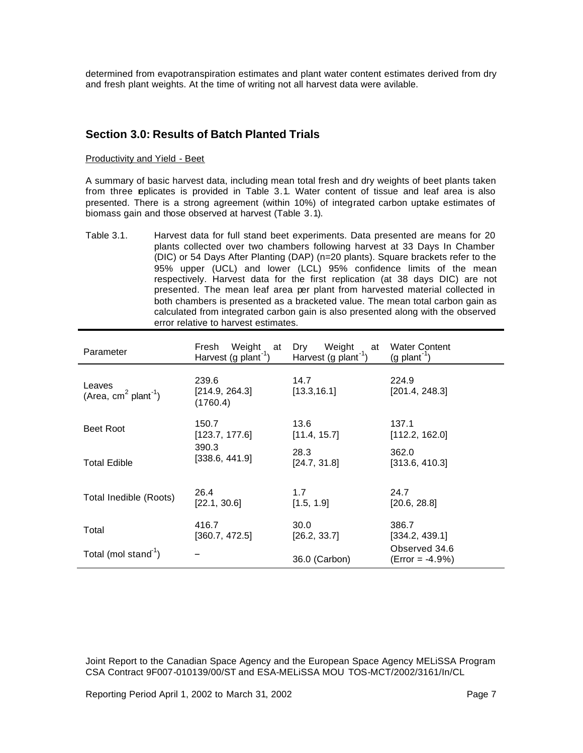determined from evapotranspiration estimates and plant water content estimates derived from dry and fresh plant weights. At the time of writing not all harvest data were avilable.

## Section 3.0: Results of Batch Planted Trials

Productivity and Yield - Beet

A summary of basic harvest data, including mean total fresh and dry weights of beet plants taken from three replicates is provided in Table 3.1. Water content of tissue and leaf area is also presented. There is a strong agreement (within 10%) of integrated carbon uptake estimates of biomass gain and those observed at harvest (Table 3.1).

Table 3.1. Harvest data for full stand beet experiments. Data presented are means for 20 plants collected over two chambers following harvest at 33 Days In Chamber (DIC) or 54 Days After Planting (DAP) (n=20 plants). Square brackets refer to the 95% upper (UCL) and lower (LCL) 95% confidence limits of the mean respectively. Harvest data for the first replication (at 38 days DIC) are not presented. The mean leaf area per plant from harvested material collected in both chambers is presented as a bracketed value. The mean total carbon gain as calculated from integrated carbon gain is also presented along with the observed error relative to harvest estimates.

| Parameter | Fresh Weight at Harvest (g plant$^{-1}$) | Dry Weight at Harvest (g plant$^{-1}$) | Water Content (g plant$^{-1}$) |
|---|---|---|---|
| Leaves (Area, cm$^2$ plant$^{-1}$) | 239.6 [214.9, 264.3] (1760.4) | 14.7 [13.3,16.1] | 224.9 [201.4, 248.3] |
| Beet Root | 150.7 [123.7, 177.6] | 13.6 [11.4, 15.7] | 137.1 [112.2, 162.0] |
| Total Edible | 390.3 [338.6, 441.9] | 28.3 [24.7, 31.8] | 362.0 [313.6, 410.3] |
| Total Inedible (Roots) | 26.4 [22.1, 30.6] | 1.7 [1.5, 1.9] | 24.7 [20.6, 28.8] |
| Total | 416.7 [360.7, 472.5] | 30.0 [26.2, 33.7] | 386.7 [334.2, 439.1] |
| Total (mol stand$^{-1}$) | – | 36.0 (Carbon) | Observed 34.6 (Error = -4.9%) |

Joint Report to the Canadian Space Agency and the European Space Agency MELiSSA Program
CSA Contract 9F007-010139/00/ST and ESA-MELiSSA MOU TOS-MCT/2002/3161/In/CL

Reporting Period April 1, 2002 to March 31, 2002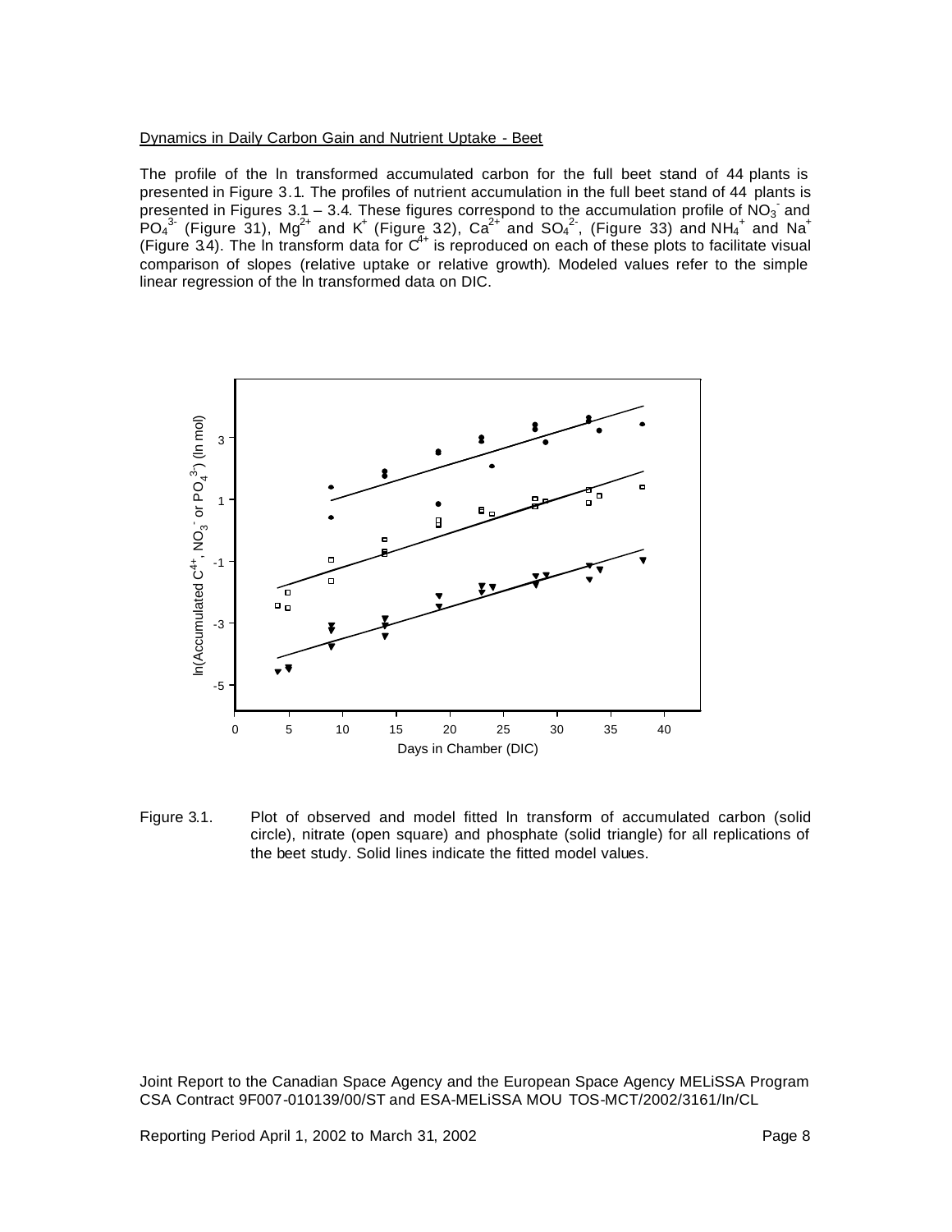Dynamics in Daily Carbon Gain and Nutrient Uptake - Beet

The profile of the ln transformed accumulated carbon for the full beet stand of 44 plants is presented in Figure 3.1. The profiles of nutrient accumulation in the full beet stand of 44 plants is presented in Figures 3.1 – 3.4. These figures correspond to the accumulation profile of $NO_3^-$ and $PO_4^{3-}$ (Figure 31), $Mg^{2+}$ and $K^+$ (Figure 32), $Ca^{2+}$ and $SO_4^{2-}$, (Figure 33) and $NH_4^+$ and $Na^+$ (Figure 34). The ln transform data for $C^{4+}$ is reproduced on each of these plots to facilitate visual comparison of slopes (relative uptake or relative growth). Modeled values refer to the simple linear regression of the ln transformed data on DIC.

Figure 3.1. Plot of observed and model fitted ln transform of accumulated carbon (solid circle), nitrate (open square) and phosphate (solid triangle) for all replications of the beet study. Solid lines indicate the fitted model values.

Joint Report to the Canadian Space Agency and the European Space Agency MELiSSA Program
CSA Contract 9F007-010139/00/ST and ESA-MELiSSA MOU TOS-MCT/2002/3161/In/CL

Reporting Period April 1, 2002 to March 31, 2002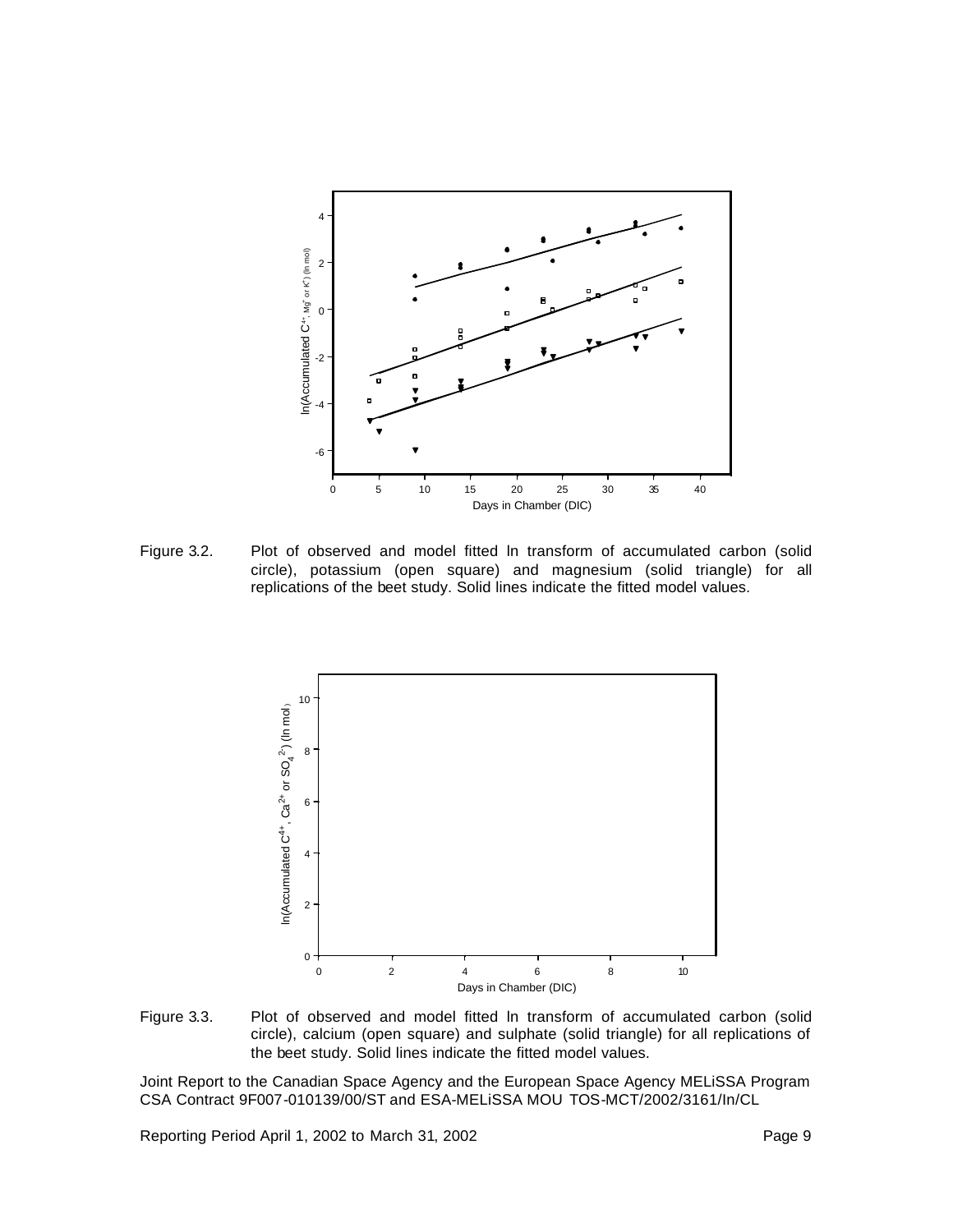Figure 3.2. Plot of observed and model fitted ln transform of accumulated carbon (solid circle), potassium (open square) and magnesium (solid triangle) for all replications of the beet study. Solid lines indicate the fitted model values.

Figure 3.3. Plot of observed and model fitted ln transform of accumulated carbon (solid circle), calcium (open square) and sulphate (solid triangle) for all replications of the beet study. Solid lines indicate the fitted model values.

Joint Report to the Canadian Space Agency and the European Space Agency MELiSSA Program
CSA Contract 9F007-010139/00/ST and ESA-MELiSSA MOU TOS-MCT/2002/3161/In/CL

Reporting Period April 1, 2002 to March 31, 2002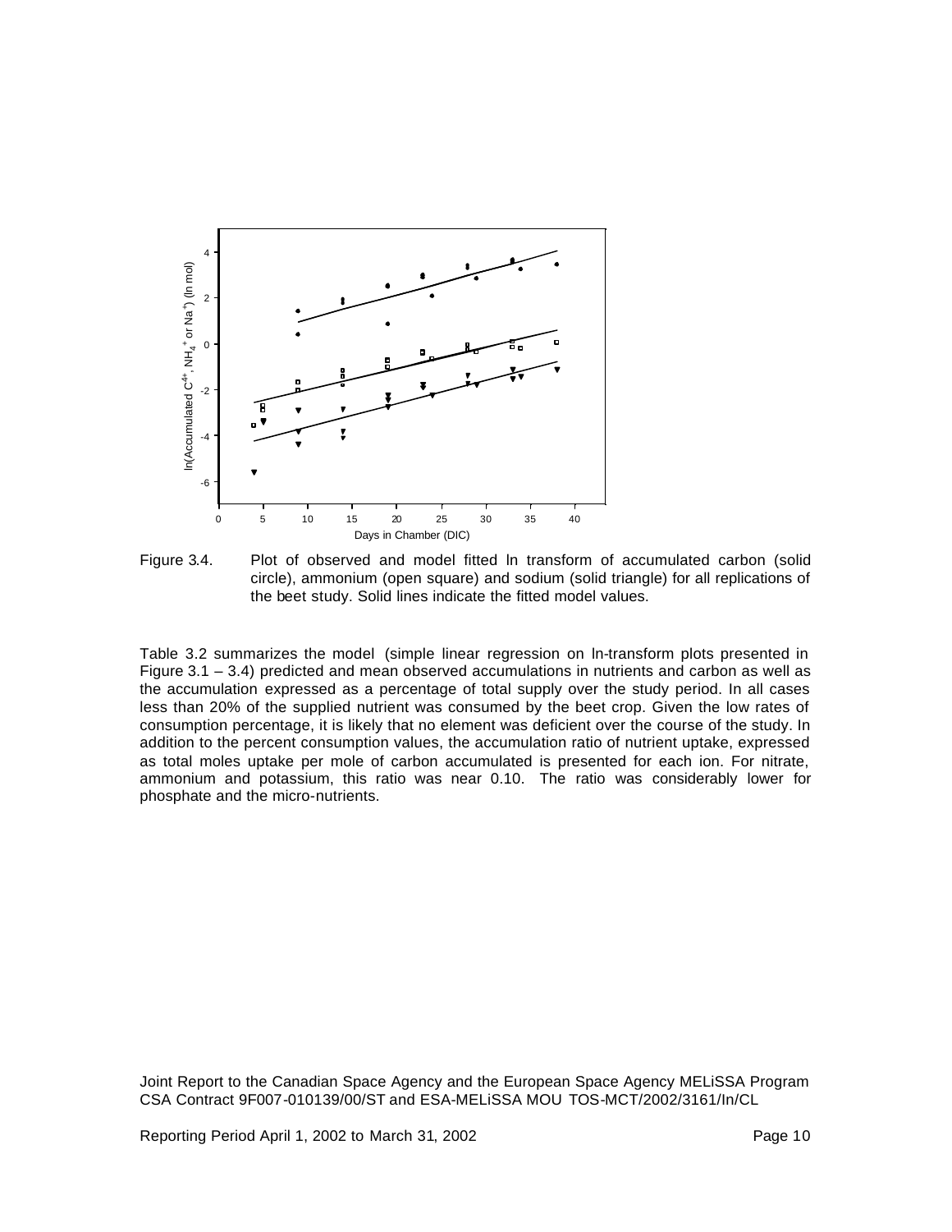Figure 3.4. Plot of observed and model fitted ln transform of accumulated carbon (solid circle), ammonium (open square) and sodium (solid triangle) for all replications of the beet study. Solid lines indicate the fitted model values.

Table 3.2 summarizes the model (simple linear regression on ln-transform plots presented in Figure 3.1 – 3.4) predicted and mean observed accumulations in nutrients and carbon as well as the accumulation expressed as a percentage of total supply over the study period. In all cases less than 20% of the supplied nutrient was consumed by the beet crop. Given the low rates of consumption percentage, it is likely that no element was deficient over the course of the study. In addition to the percent consumption values, the accumulation ratio of nutrient uptake, expressed as total moles uptake per mole of carbon accumulated is presented for each ion. For nitrate, ammonium and potassium, this ratio was near 0.10. The ratio was considerably lower for phosphate and the micro-nutrients.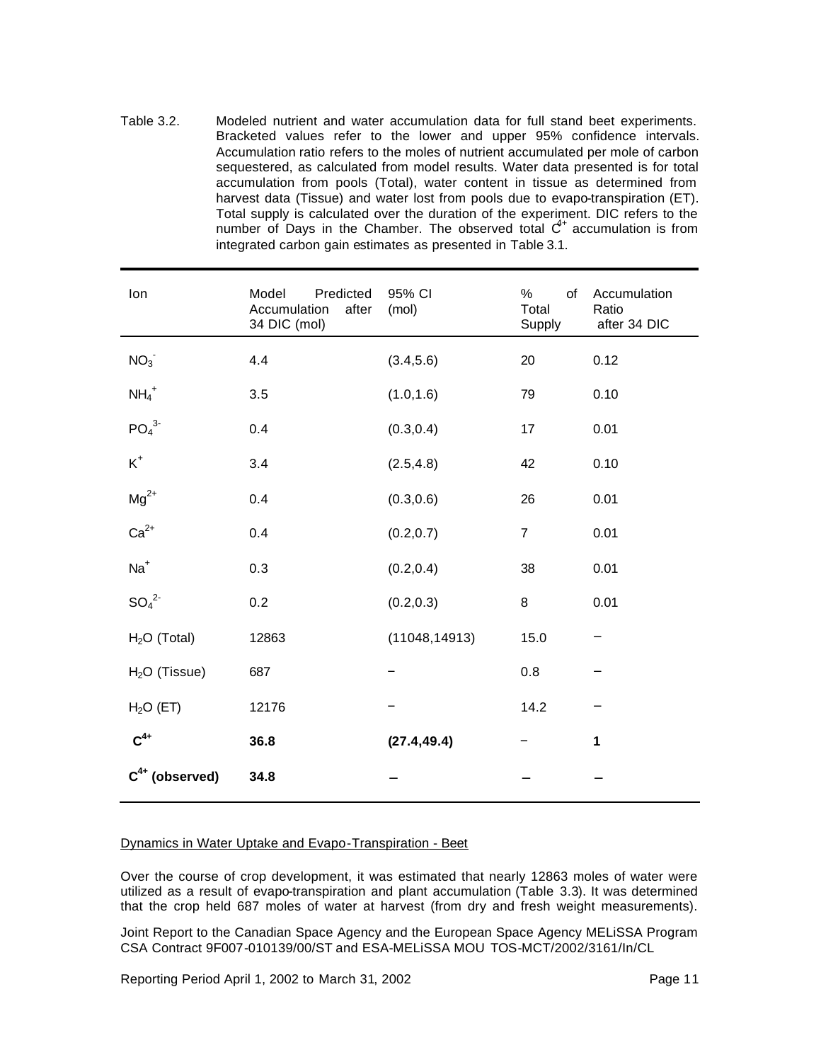Table 3.2. Modeled nutrient and water accumulation data for full stand beet experiments. Bracketed values refer to the lower and upper 95% confidence intervals. Accumulation ratio refers to the moles of nutrient accumulated per mole of carbon sequestered, as calculated from model results. Water data presented is for total accumulation from pools (Total), water content in tissue as determined from harvest data (Tissue) and water lost from pools due to evapo-transpiration (ET). Total supply is calculated over the duration of the experiment. DIC refers to the number of Days in the Chamber. The observed total $C^{4+}$ accumulation is from integrated carbon gain estimates as presented in Table 3.1.

| Ion | Model Predicted Accumulation after 34 DIC (mol) | 95% CI (mol) | % of Total Supply | Accumulation Ratio after 34 DIC |
|---|---|---|---|---|
| $NO_3^-$ | 4.4 | (3.4,5.6) | 20 | 0.12 |
| $NH_4^+$ | 3.5 | (1.0,1.6) | 79 | 0.10 |
| $PO_4^{3-}$ | 0.4 | (0.3,0.4) | 17 | 0.01 |
| $K^+$ | 3.4 | (2.5,4.8) | 42 | 0.10 |
| $Mg^{2+}$ | 0.4 | (0.3,0.6) | 26 | 0.01 |
| $Ca^{2+}$ | 0.4 | (0.2,0.7) | 7 | 0.01 |
| $Na^+$ | 0.3 | (0.2,0.4) | 38 | 0.01 |
| $SO_4^{2-}$ | 0.2 | (0.2,0.3) | 8 | 0.01 |
| $H_2O$ (Total) | 12863 | (11048,14913) | 15.0 | – |
| $H_2O$ (Tissue) | 687 | – | 0.8 | – |
| $H_2O$ (ET) | 12176 | – | 14.2 | – |
| **$C^{4+}$** | **36.8** | **(27.4,49.4)** | – | **1** |
| **$C^{4+}$ (observed)** | **34.8** | – | – | – |

Dynamics in Water Uptake and Evapo-Transpiration - Beet

Over the course of crop development, it was estimated that nearly 12863 moles of water were utilized as a result of evapo-transpiration and plant accumulation (Table 3.3). It was determined that the crop held 687 moles of water at harvest (from dry and fresh weight measurements).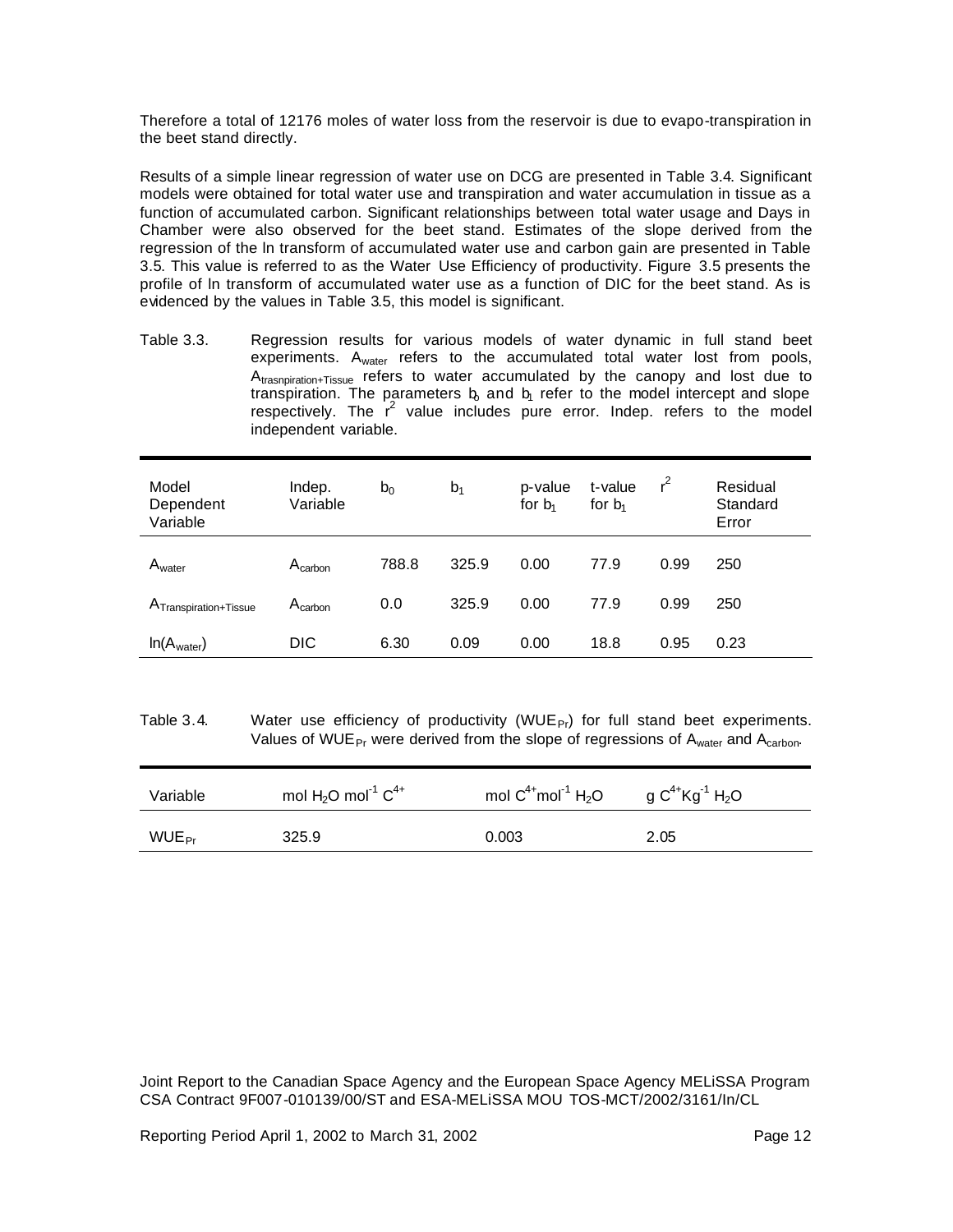Therefore a total of 12176 moles of water loss from the reservoir is due to evapo-transpiration in the beet stand directly.

Results of a simple linear regression of water use on DCG are presented in Table 3.4. Significant models were obtained for total water use and transpiration and water accumulation in tissue as a function of accumulated carbon. Significant relationships between total water usage and Days in Chamber were also observed for the beet stand. Estimates of the slope derived from the regression of the ln transform of accumulated water use and carbon gain are presented in Table 3.5. This value is referred to as the Water Use Efficiency of productivity. Figure 3.5 presents the profile of ln transform of accumulated water use as a function of DIC for the beet stand. As is evidenced by the values in Table 3.5, this model is significant.

Table 3.3. Regression results for various models of water dynamic in full stand beet experiments. $A_{water}$ refers to the accumulated total water lost from pools, $A_{trasnpiration+Tissue}$ refers to water accumulated by the canopy and lost due to transpiration. The parameters $b_0$ and $b_1$ refer to the model intercept and slope respectively. The $r^2$ value includes pure error. Indep. refers to the model independent variable.

| Model Dependent Variable | Indep. Variable | $b_0$ | $b_1$ | p-value for $b_1$ | t-value for $b_1$ | $r^2$ | Residual Standard Error |
|---|---|---|---|---|---|---|---|
| $A_{water}$ | $A_{carbon}$ | 788.8 | 325.9 | 0.00 | 77.9 | 0.99 | 250 |
| $A_{Transpiration+Tissue}$ | $A_{carbon}$ | 0.0 | 325.9 | 0.00 | 77.9 | 0.99 | 250 |
| $\ln(A_{water})$ | DIC | 6.30 | 0.09 | 0.00 | 18.8 | 0.95 | 0.23 |

Table 3.4. Water use efficiency of productivity ($WUE_{Pr}$) for full stand beet experiments. Values of $WUE_{Pr}$ were derived from the slope of regressions of $A_{water}$ and $A_{carbon}$.

| Variable | mol $H_2O$ mol$^{-1}$ $C^{4+}$ | mol $C^{4+}$mol$^{-1}$ $H_2O$ | g $C^{4+}$Kg$^{-1}$ $H_2O$ |
|---|---|---|---|
| $WUE_{Pr}$ | 325.9 | 0.003 | 2.05 |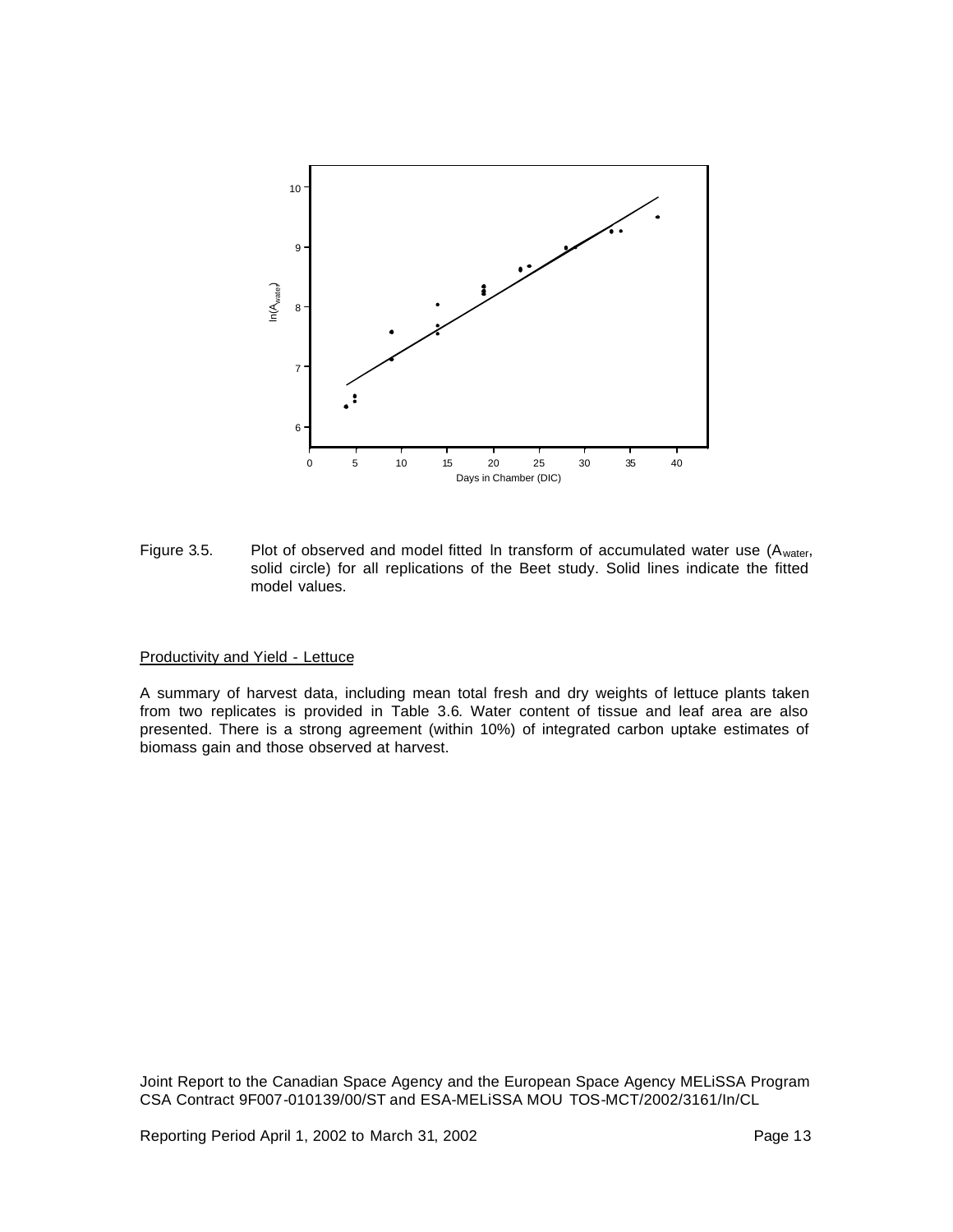Figure 3.5. Plot of observed and model fitted ln transform of accumulated water use ($A_{water}$, solid circle) for all replications of the Beet study. Solid lines indicate the fitted model values.

### Productivity and Yield - Lettuce

A summary of harvest data, including mean total fresh and dry weights of lettuce plants taken from two replicates is provided in Table 3.6. Water content of tissue and leaf area are also presented. There is a strong agreement (within 10%) of integrated carbon uptake estimates of biomass gain and those observed at harvest.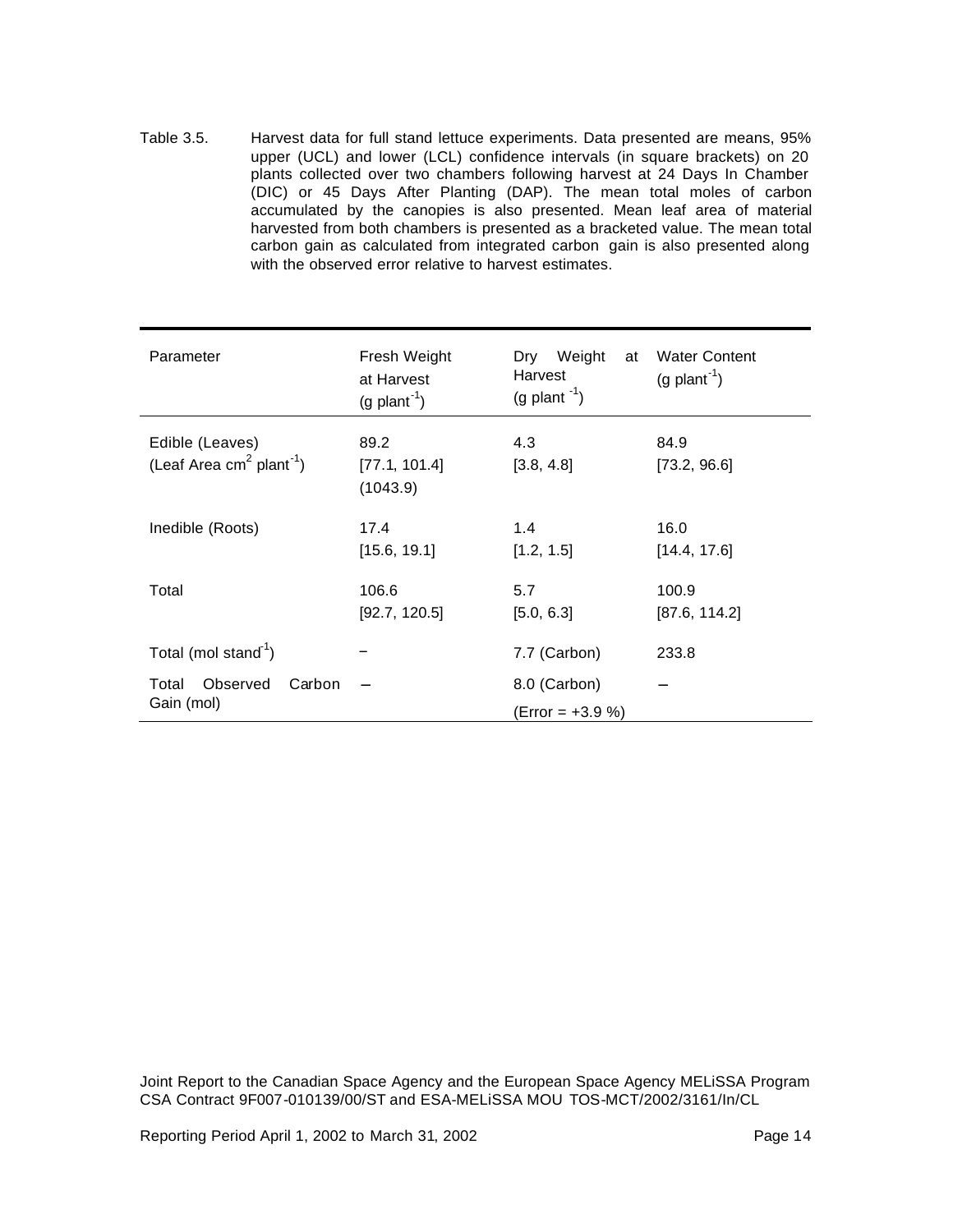Table 3.5. Harvest data for full stand lettuce experiments. Data presented are means, 95% upper (UCL) and lower (LCL) confidence intervals (in square brackets) on 20 plants collected over two chambers following harvest at 24 Days In Chamber (DIC) or 45 Days After Planting (DAP). The mean total moles of carbon accumulated by the canopies is also presented. Mean leaf area of material harvested from both chambers is presented as a bracketed value. The mean total carbon gain as calculated from integrated carbon gain is also presented along with the observed error relative to harvest estimates.

| Parameter | Fresh Weight at Harvest (g plant$^{-1}$) | Dry Weight at Harvest (g plant$^{-1}$) | Water Content (g plant$^{-1}$) |
|---|---|---|---|
| Edible (Leaves) (Leaf Area cm$^2$ plant$^{-1}$) | 89.2 [77.1, 101.4] (1043.9) | 4.3 [3.8, 4.8] | 84.9 [73.2, 96.6] |
| Inedible (Roots) | 17.4 [15.6, 19.1] | 1.4 [1.2, 1.5] | 16.0 [14.4, 17.6] |
| Total | 106.6 [92.7, 120.5] | 5.7 [5.0, 6.3] | 100.9 [87.6, 114.2] |
| Total (mol stand$^{-1}$) | – | 7.7 (Carbon) | 233.8 |
| Total Observed Carbon Gain (mol) | – | 8.0 (Carbon) (Error = +3.9 %) | – |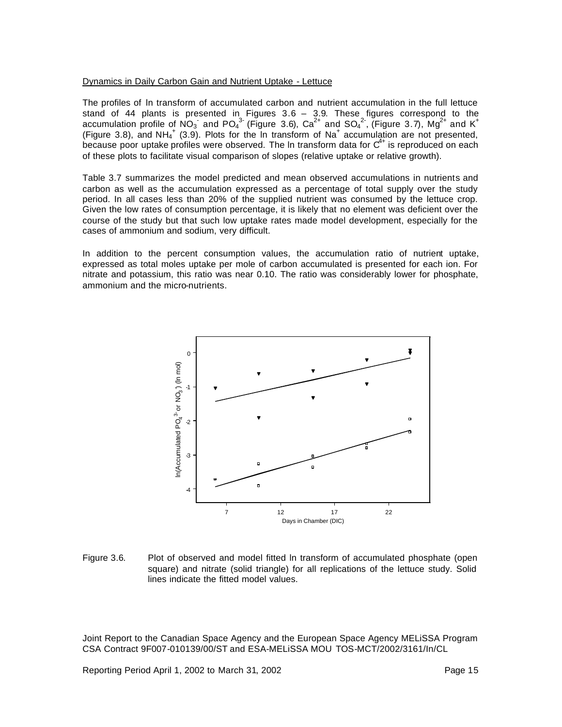Dynamics in Daily Carbon Gain and Nutrient Uptake - Lettuce

The profiles of ln transform of accumulated carbon and nutrient accumulation in the full lettuce stand of 44 plants is presented in Figures 3.6 – 3.9. These figures correspond to the accumulation profile of $NO_3^-$ and $PO_4^{3-}$ (Figure 3.6), $Ca^{2+}$ and $SO_4^{2-}$, (Figure 3.7), $Mg^{2+}$ and $K^+$ (Figure 3.8), and $NH_4^+$ (3.9). Plots for the ln transform of $Na^+$ accumulation are not presented, because poor uptake profiles were observed. The ln transform data for $C^{4+}$ is reproduced on each of these plots to facilitate visual comparison of slopes (relative uptake or relative growth).

Table 3.7 summarizes the model predicted and mean observed accumulations in nutrients and carbon as well as the accumulation expressed as a percentage of total supply over the study period. In all cases less than 20% of the supplied nutrient was consumed by the lettuce crop. Given the low rates of consumption percentage, it is likely that no element was deficient over the course of the study but that such low uptake rates made model development, especially for the cases of ammonium and sodium, very difficult.

In addition to the percent consumption values, the accumulation ratio of nutrient uptake, expressed as total moles uptake per mole of carbon accumulated is presented for each ion. For nitrate and potassium, this ratio was near 0.10. The ratio was considerably lower for phosphate, ammonium and the micro-nutrients.

Figure 3.6. Plot of observed and model fitted ln transform of accumulated phosphate (open square) and nitrate (solid triangle) for all replications of the lettuce study. Solid lines indicate the fitted model values.

Joint Report to the Canadian Space Agency and the European Space Agency MELiSSA Program
CSA Contract 9F007-010139/00/ST and ESA-MELiSSA MOU TOS-MCT/2002/3161/In/CL

Reporting Period April 1, 2002 to March 31, 2002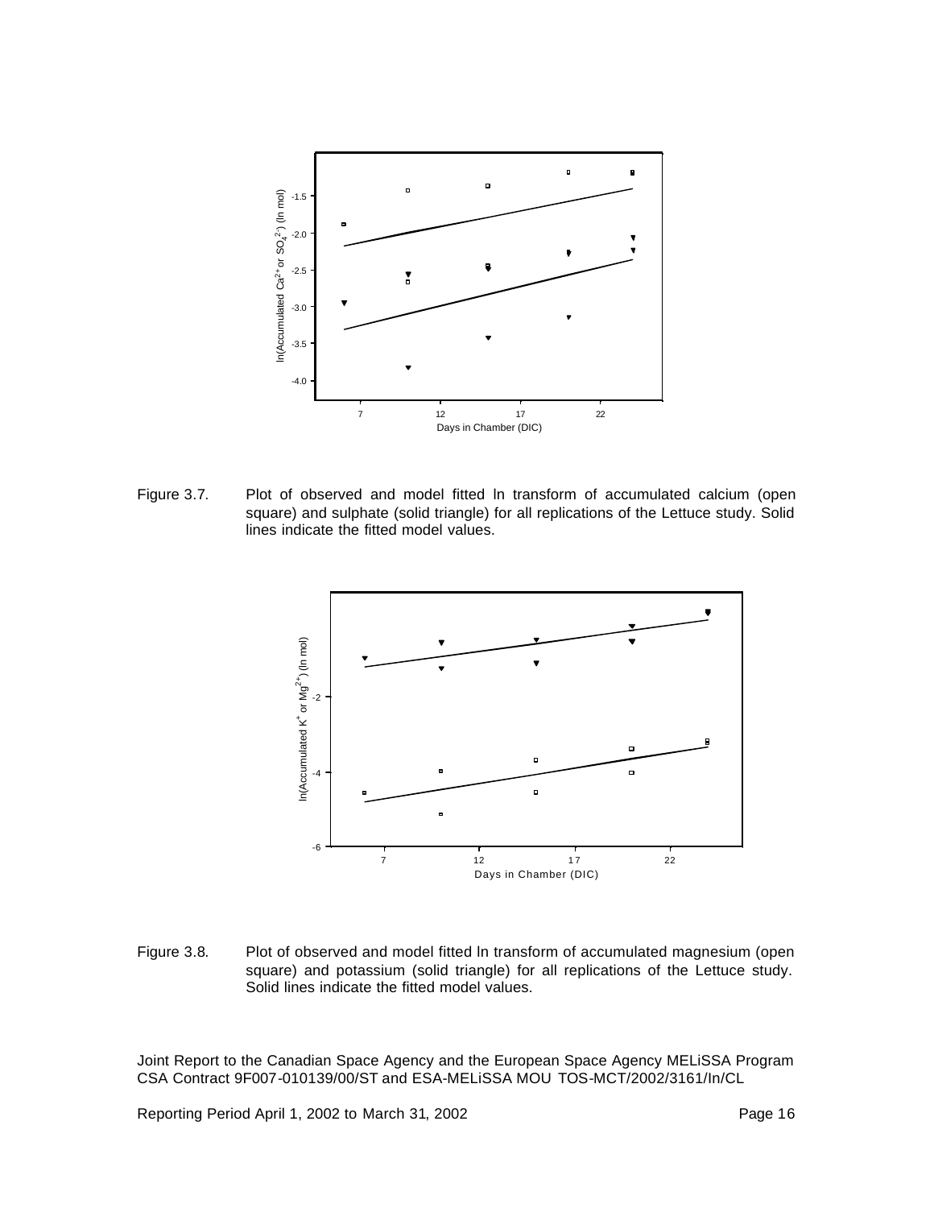Figure 3.7. Plot of observed and model fitted ln transform of accumulated calcium (open square) and sulphate (solid triangle) for all replications of the Lettuce study. Solid lines indicate the fitted model values.

Figure 3.8. Plot of observed and model fitted ln transform of accumulated magnesium (open square) and potassium (solid triangle) for all replications of the Lettuce study. Solid lines indicate the fitted model values.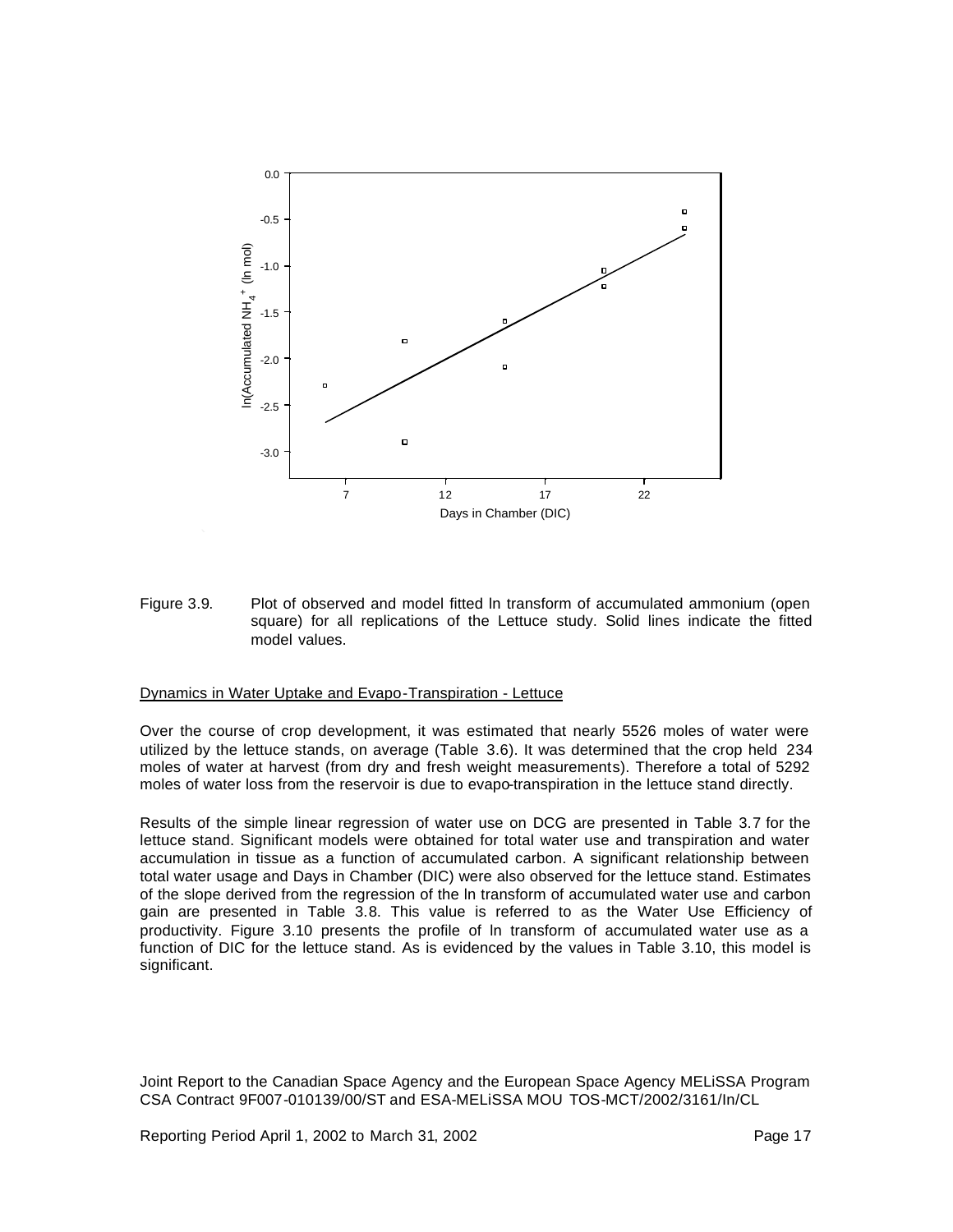Figure 3.9. Plot of observed and model fitted ln transform of accumulated ammonium (open square) for all replications of the Lettuce study. Solid lines indicate the fitted model values.

Dynamics in Water Uptake and Evapo-Transpiration - Lettuce

Over the course of crop development, it was estimated that nearly 5526 moles of water were utilized by the lettuce stands, on average (Table 3.6). It was determined that the crop held 234 moles of water at harvest (from dry and fresh weight measurements). Therefore a total of 5292 moles of water loss from the reservoir is due to evapo-transpiration in the lettuce stand directly.

Results of the simple linear regression of water use on DCG are presented in Table 3.7 for the lettuce stand. Significant models were obtained for total water use and transpiration and water accumulation in tissue as a function of accumulated carbon. A significant relationship between total water usage and Days in Chamber (DIC) were also observed for the lettuce stand. Estimates of the slope derived from the regression of the ln transform of accumulated water use and carbon gain are presented in Table 3.8. This value is referred to as the Water Use Efficiency of productivity. Figure 3.10 presents the profile of ln transform of accumulated water use as a function of DIC for the lettuce stand. As is evidenced by the values in Table 3.10, this model is significant.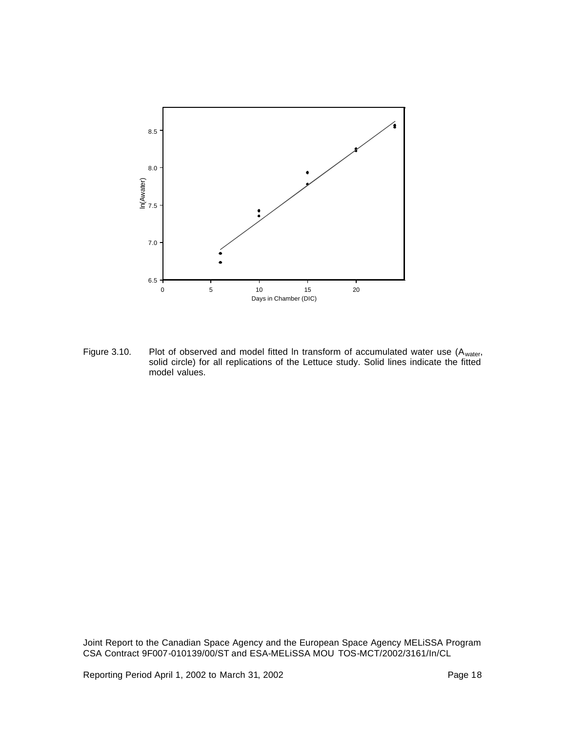Figure 3.10. Plot of observed and model fitted ln transform of accumulated water use ($A_{water}$, solid circle) for all replications of the Lettuce study. Solid lines indicate the fitted model values.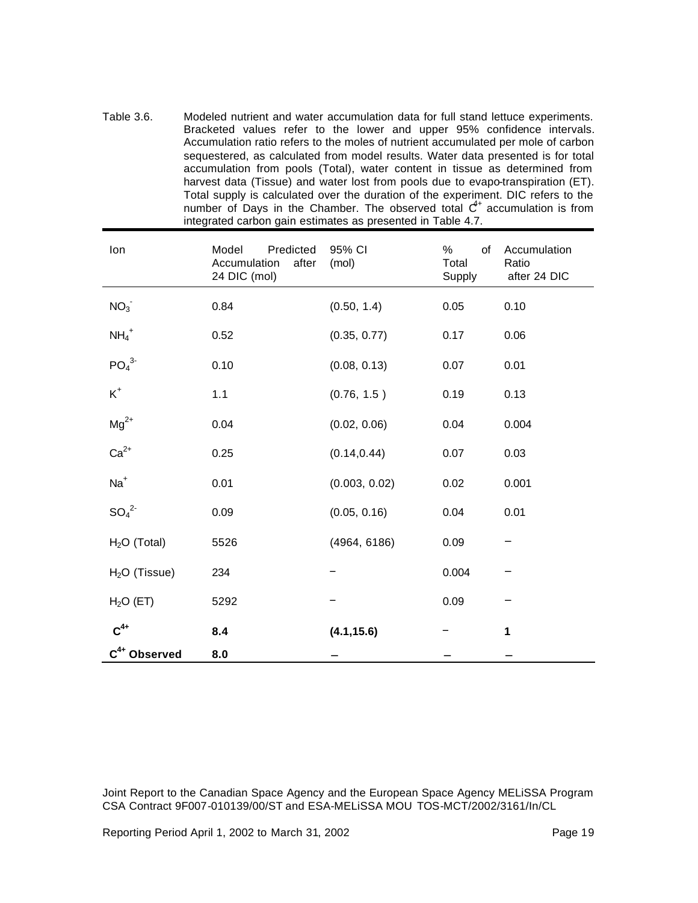Table 3.6. Modeled nutrient and water accumulation data for full stand lettuce experiments. Bracketed values refer to the lower and upper 95% confidence intervals. Accumulation ratio refers to the moles of nutrient accumulated per mole of carbon sequestered, as calculated from model results. Water data presented is for total accumulation from pools (Total), water content in tissue as determined from harvest data (Tissue) and water lost from pools due to evapo-transpiration (ET). Total supply is calculated over the duration of the experiment. DIC refers to the number of Days in the Chamber. The observed total $C^{4+}$ accumulation is from integrated carbon gain estimates as presented in Table 4.7.

| Ion | Model Predicted Accumulation after 24 DIC (mol) | 95% CI (mol) | % of Total Supply | Accumulation Ratio after 24 DIC |
|---|---|---|---|---|
| $NO_3^-$ | 0.84 | (0.50, 1.4) | 0.05 | 0.10 |
| $NH_4^+$ | 0.52 | (0.35, 0.77) | 0.17 | 0.06 |
| $PO_4^{3-}$ | 0.10 | (0.08, 0.13) | 0.07 | 0.01 |
| $K^+$ | 1.1 | (0.76, 1.5 ) | 0.19 | 0.13 |
| $Mg^{2+}$ | 0.04 | (0.02, 0.06) | 0.04 | 0.004 |
| $Ca^{2+}$ | 0.25 | (0.14,0.44) | 0.07 | 0.03 |
| $Na^+$ | 0.01 | (0.003, 0.02) | 0.02 | 0.001 |
| $SO_4^{2-}$ | 0.09 | (0.05, 0.16) | 0.04 | 0.01 |
| $H_2O$ (Total) | 5526 | (4964, 6186) | 0.09 | – |
| $H_2O$ (Tissue) | 234 | – | 0.004 | – |
| $H_2O$ (ET) | 5292 | – | 0.09 | – |
| **$C^{4+}$** | **8.4** | **(4.1,15.6)** | – | **1** |
| **$C^{4+}$ Observed** | **8.0** | – | – | – |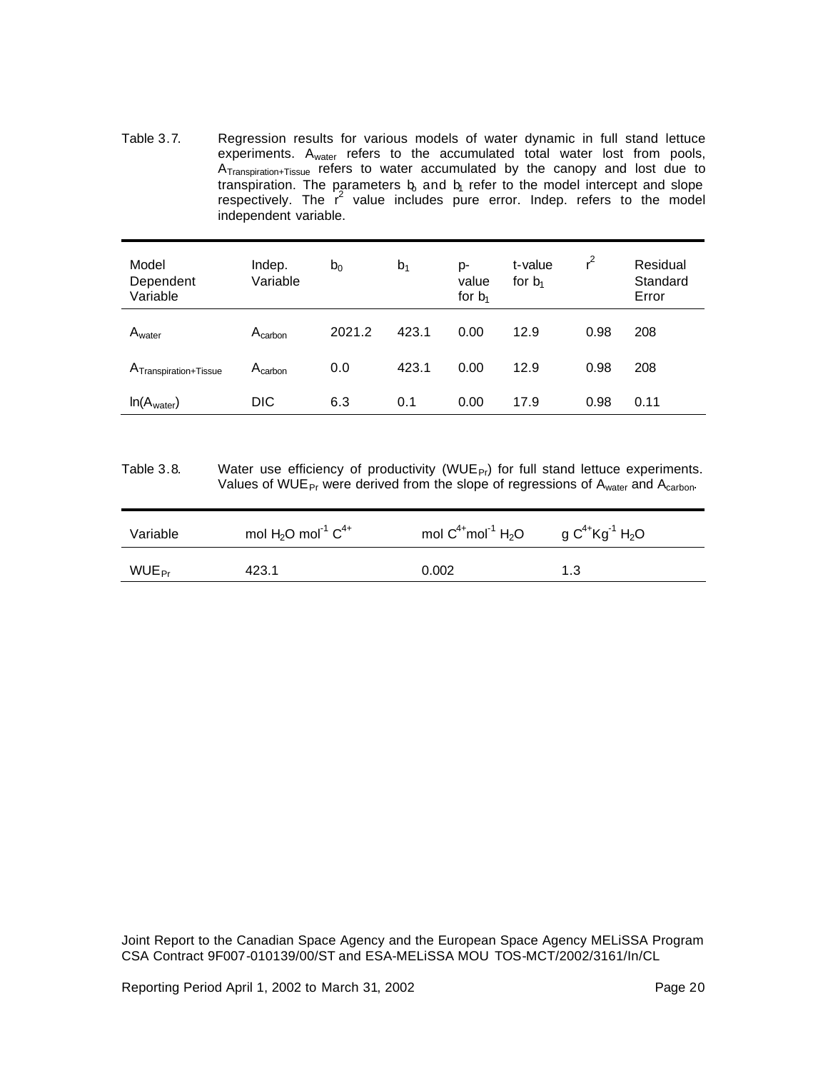Table 3.7. Regression results for various models of water dynamic in full stand lettuce experiments. $A_{water}$ refers to the accumulated total water lost from pools, $A_{Transpiration+Tissue}$ refers to water accumulated by the canopy and lost due to transpiration. The parameters $b_0$ and $b_1$ refer to the model intercept and slope respectively. The $r^2$ value includes pure error. Indep. refers to the model independent variable.

| Model Dependent Variable | Indep. Variable | $b_0$ | $b_1$ | p-value for $b_1$ | t-value for $b_1$ | $r^2$ | Residual Standard Error |
|---|---|---|---|---|---|---|---|
| $A_{water}$ | $A_{carbon}$ | 2021.2 | 423.1 | 0.00 | 12.9 | 0.98 | 208 |
| $A_{Transpiration+Tissue}$ | $A_{carbon}$ | 0.0 | 423.1 | 0.00 | 12.9 | 0.98 | 208 |
| $\ln(A_{water})$ | DIC | 6.3 | 0.1 | 0.00 | 17.9 | 0.98 | 0.11 |

Table 3.8. Water use efficiency of productivity ($WUE_{Pr}$) for full stand lettuce experiments. Values of $WUE_{Pr}$ were derived from the slope of regressions of $A_{water}$ and $A_{carbon}$.

| Variable | mol $H_2O$ mol$^{-1}$ $C^{4+}$ | mol $C^{4+}$mol$^{-1}$ $H_2O$ | g $C^{4+}$Kg$^{-1}$ $H_2O$ |
|---|---|---|---|
| $WUE_{Pr}$ | 423.1 | 0.002 | 1.3 |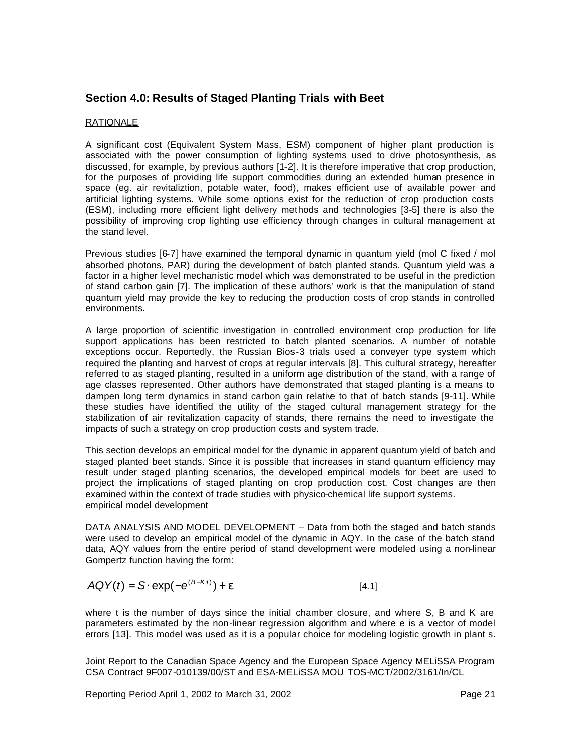## Section 4.0: Results of Staged Planting Trials with Beet

RATIONALE

A significant cost (Equivalent System Mass, ESM) component of higher plant production is associated with the power consumption of lighting systems used to drive photosynthesis, as discussed, for example, by previous authors [1-2]. It is therefore imperative that crop production, for the purposes of providing life support commodities during an extended human presence in space (eg. air revitaliztion, potable water, food), makes efficient use of available power and artificial lighting systems. While some options exist for the reduction of crop production costs (ESM), including more efficient light delivery methods and technologies [3-5] there is also the possibility of improving crop lighting use efficiency through changes in cultural management at the stand level.

Previous studies [6-7] have examined the temporal dynamic in quantum yield (mol C fixed / mol absorbed photons, PAR) during the development of batch planted stands. Quantum yield was a factor in a higher level mechanistic model which was demonstrated to be useful in the prediction of stand carbon gain [7]. The implication of these authors' work is that the manipulation of stand quantum yield may provide the key to reducing the production costs of crop stands in controlled environments.

A large proportion of scientific investigation in controlled environment crop production for life support applications has been restricted to batch planted scenarios. A number of notable exceptions occur. Reportedly, the Russian Bios-3 trials used a conveyer type system which required the planting and harvest of crops at regular intervals [8]. This cultural strategy, hereafter referred to as staged planting, resulted in a uniform age distribution of the stand, with a range of age classes represented. Other authors have demonstrated that staged planting is a means to dampen long term dynamics in stand carbon gain relative to that of batch stands [9-11]. While these studies have identified the utility of the staged cultural management strategy for the stabilization of air revitalization capacity of stands, there remains the need to investigate the impacts of such a strategy on crop production costs and system trade.

This section develops an empirical model for the dynamic in apparent quantum yield of batch and staged planted beet stands. Since it is possible that increases in stand quantum efficiency may result under staged planting scenarios, the developed empirical models for beet are used to project the implications of staged planting on crop production cost. Cost changes are then examined within the context of trade studies with physico-chemical life support systems.
empirical model development

DATA ANALYSIS AND MODEL DEVELOPMENT – Data from both the staged and batch stands were used to develop an empirical model of the dynamic in AQY. In the case of the batch stand data, AQY values from the entire period of stand development were modeled using a non-linear Gompertz function having the form:

$$AQY(t) = S \cdot \exp(-e^{(B-K \cdot t)}) + \varepsilon \qquad [4.1]$$

where t is the number of days since the initial chamber closure, and where S, B and K are parameters estimated by the non-linear regression algorithm and where e is a vector of model errors [13]. This model was used as it is a popular choice for modeling logistic growth in plant s.

Joint Report to the Canadian Space Agency and the European Space Agency MELiSSA Program
CSA Contract 9F007-010139/00/ST and ESA-MELiSSA MOU TOS-MCT/2002/3161/In/CL

Reporting Period April 1, 2002 to March 31, 2002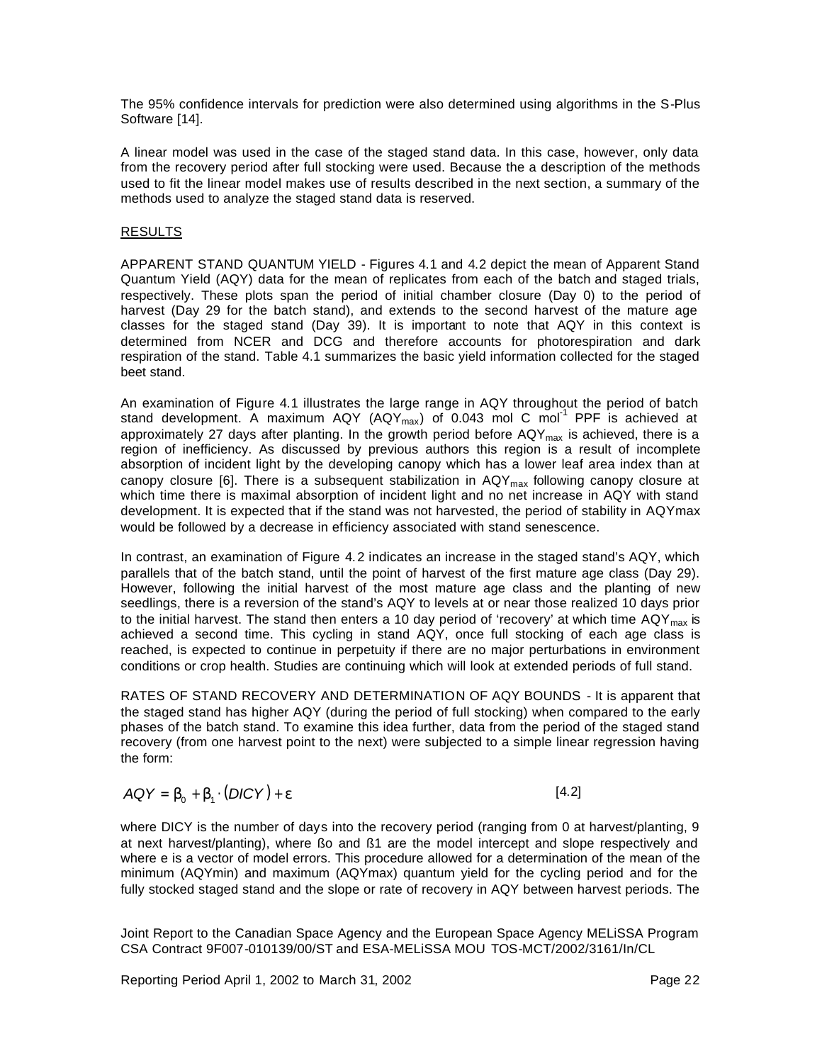The 95% confidence intervals for prediction were also determined using algorithms in the S-Plus Software [14].

A linear model was used in the case of the staged stand data. In this case, however, only data from the recovery period after full stocking were used. Because the a description of the methods used to fit the linear model makes use of results described in the next section, a summary of the methods used to analyze the staged stand data is reserved.

## RESULTS

APPARENT STAND QUANTUM YIELD - Figures 4.1 and 4.2 depict the mean of Apparent Stand Quantum Yield (AQY) data for the mean of replicates from each of the batch and staged trials, respectively. These plots span the period of initial chamber closure (Day 0) to the period of harvest (Day 29 for the batch stand), and extends to the second harvest of the mature age classes for the staged stand (Day 39). It is important to note that AQY in this context is determined from NCER and DCG and therefore accounts for photorespiration and dark respiration of the stand. Table 4.1 summarizes the basic yield information collected for the staged beet stand.

An examination of Figure 4.1 illustrates the large range in AQY throughout the period of batch stand development. A maximum AQY ($AQY_{max}$) of 0.043 mol C $mol^{-1}$ PPF is achieved at approximately 27 days after planting. In the growth period before $AQY_{max}$ is achieved, there is a region of inefficiency. As discussed by previous authors this region is a result of incomplete absorption of incident light by the developing canopy which has a lower leaf area index than at canopy closure [6]. There is a subsequent stabilization in $AQY_{max}$ following canopy closure at which time there is maximal absorption of incident light and no net increase in AQY with stand development. It is expected that if the stand was not harvested, the period of stability in AQYmax would be followed by a decrease in efficiency associated with stand senescence.

In contrast, an examination of Figure 4.2 indicates an increase in the staged stand's AQY, which parallels that of the batch stand, until the point of harvest of the first mature age class (Day 29). However, following the initial harvest of the most mature age class and the planting of new seedlings, there is a reversion of the stand's AQY to levels at or near those realized 10 days prior to the initial harvest. The stand then enters a 10 day period of 'recovery' at which time $AQY_{max}$ is achieved a second time. This cycling in stand AQY, once full stocking of each age class is reached, is expected to continue in perpetuity if there are no major perturbations in environment conditions or crop health. Studies are continuing which will look at extended periods of full stand.

RATES OF STAND RECOVERY AND DETERMINATION OF AQY BOUNDS - It is apparent that the staged stand has higher AQY (during the period of full stocking) when compared to the early phases of the batch stand. To examine this idea further, data from the period of the staged stand recovery (from one harvest point to the next) were subjected to a simple linear regression having the form:

$$AQY = \beta_0 + \beta_1 \cdot (DICY) + \varepsilon \qquad [4.2]$$

where DICY is the number of days into the recovery period (ranging from 0 at harvest/planting, 9 at next harvest/planting), where ßo and ß1 are the model intercept and slope respectively and where e is a vector of model errors. This procedure allowed for a determination of the mean of the minimum (AQYmin) and maximum (AQYmax) quantum yield for the cycling period and for the fully stocked staged stand and the slope or rate of recovery in AQY between harvest periods. The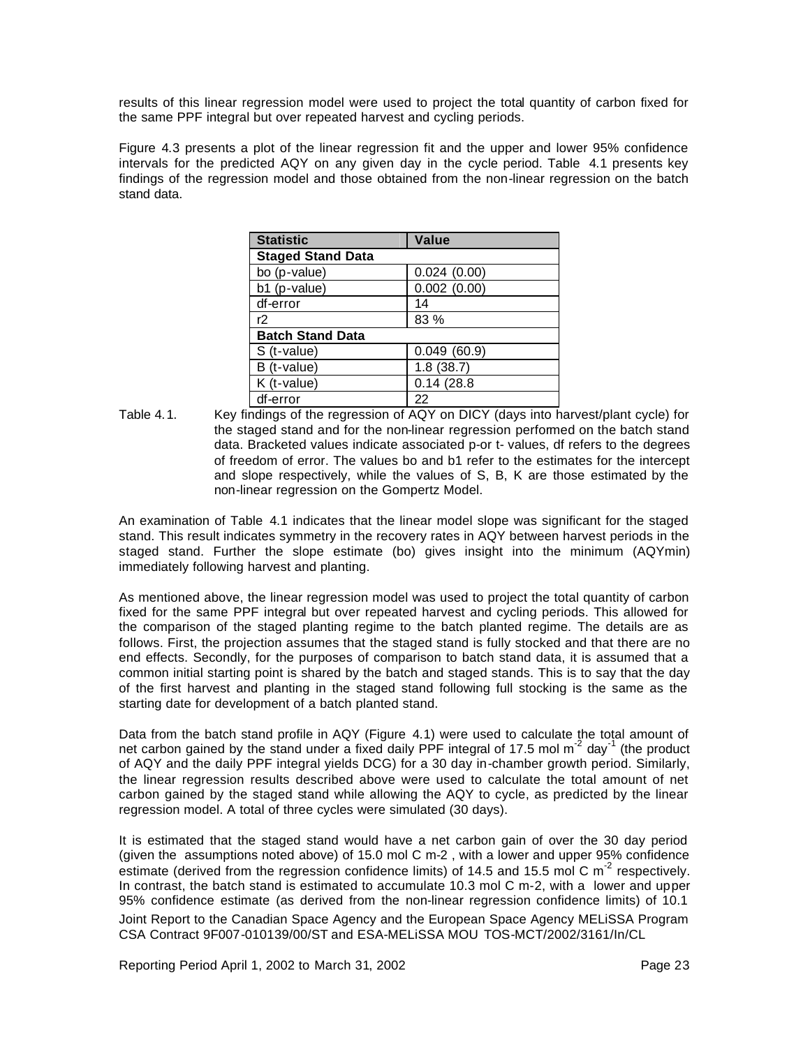results of this linear regression model were used to project the total quantity of carbon fixed for the same PPF integral but over repeated harvest and cycling periods.

Figure 4.3 presents a plot of the linear regression fit and the upper and lower 95% confidence intervals for the predicted AQY on any given day in the cycle period. Table 4.1 presents key findings of the regression model and those obtained from the non-linear regression on the batch stand data.

| Statistic | Value |
|---|---|
| **Staged Stand Data** | |
| bo (p-value) | 0.024 (0.00) |
| b1 (p-value) | 0.002 (0.00) |
| df-error | 14 |
| r2 | 83 % |
| **Batch Stand Data** | |
| S (t-value) | 0.049 (60.9) |
| B (t-value) | 1.8 (38.7) |
| K (t-value) | 0.14 (28.8 |
| df-error | 22 |

Table 4.1. Key findings of the regression of AQY on DICY (days into harvest/plant cycle) for the staged stand and for the non-linear regression performed on the batch stand data. Bracketed values indicate associated p-or t- values, df refers to the degrees of freedom of error. The values bo and b1 refer to the estimates for the intercept and slope respectively, while the values of S, B, K are those estimated by the non-linear regression on the Gompertz Model.

An examination of Table 4.1 indicates that the linear model slope was significant for the staged stand. This result indicates symmetry in the recovery rates in AQY between harvest periods in the staged stand. Further the slope estimate (bo) gives insight into the minimum (AQYmin) immediately following harvest and planting.

As mentioned above, the linear regression model was used to project the total quantity of carbon fixed for the same PPF integral but over repeated harvest and cycling periods. This allowed for the comparison of the staged planting regime to the batch planted regime. The details are as follows. First, the projection assumes that the staged stand is fully stocked and that there are no end effects. Secondly, for the purposes of comparison to batch stand data, it is assumed that a common initial starting point is shared by the batch and staged stands. This is to say that the day of the first harvest and planting in the staged stand following full stocking is the same as the starting date for development of a batch planted stand.

Data from the batch stand profile in AQY (Figure 4.1) were used to calculate the total amount of net carbon gained by the stand under a fixed daily PPF integral of 17.5 mol $m^{-2}$ $day^{-1}$ (the product of AQY and the daily PPF integral yields DCG) for a 30 day in-chamber growth period. Similarly, the linear regression results described above were used to calculate the total amount of net carbon gained by the staged stand while allowing the AQY to cycle, as predicted by the linear regression model. A total of three cycles were simulated (30 days).

It is estimated that the staged stand would have a net carbon gain of over the 30 day period (given the assumptions noted above) of 15.0 mol C m-2 , with a lower and upper 95% confidence estimate (derived from the regression confidence limits) of 14.5 and 15.5 mol C $m^{-2}$ respectively. In contrast, the batch stand is estimated to accumulate 10.3 mol C m-2, with a lower and upper 95% confidence estimate (as derived from the non-linear regression confidence limits) of 10.1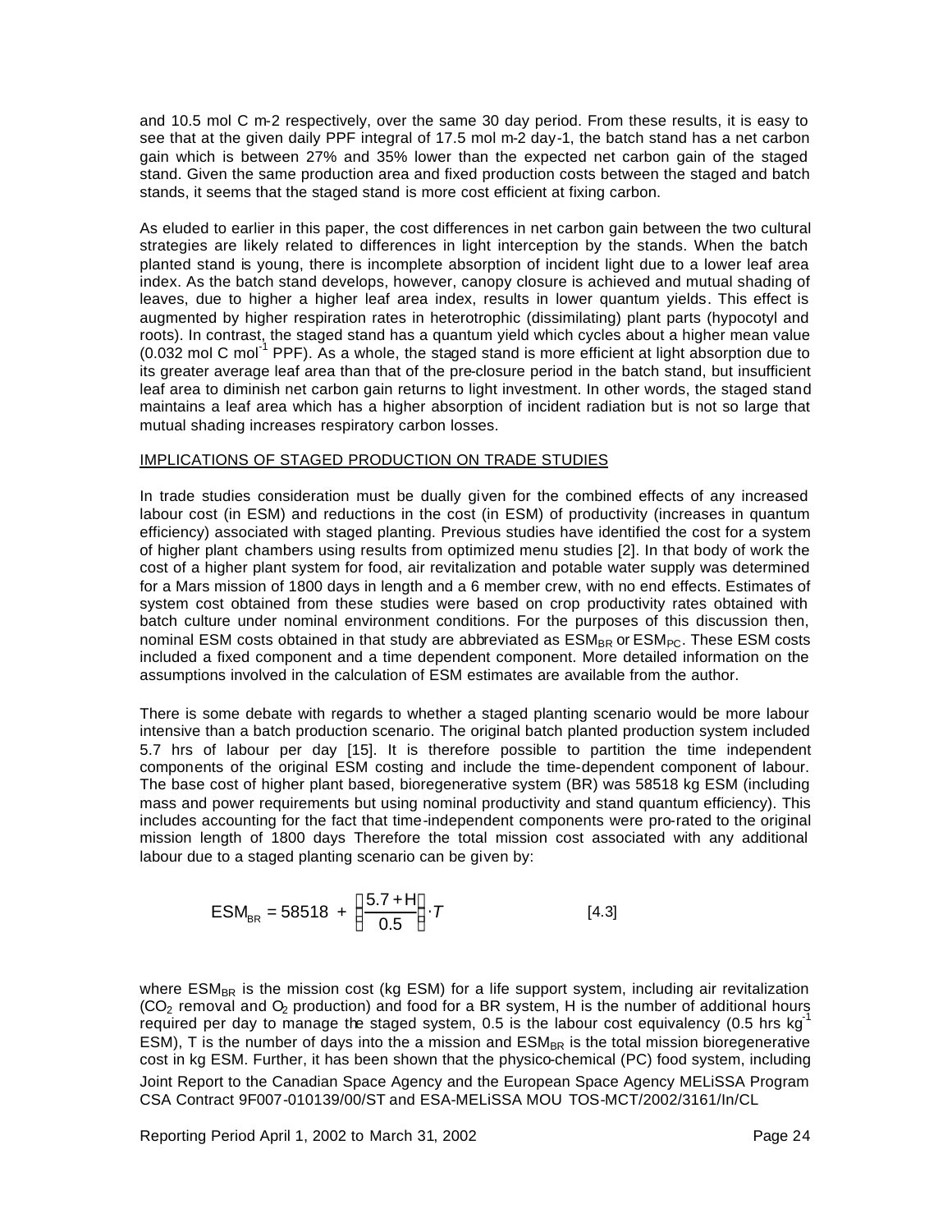and 10.5 mol C m-2 respectively, over the same 30 day period. From these results, it is easy to see that at the given daily PPF integral of 17.5 mol m-2 day-1, the batch stand has a net carbon gain which is between 27% and 35% lower than the expected net carbon gain of the staged stand. Given the same production area and fixed production costs between the staged and batch stands, it seems that the staged stand is more cost efficient at fixing carbon.

As eluded to earlier in this paper, the cost differences in net carbon gain between the two cultural strategies are likely related to differences in light interception by the stands. When the batch planted stand is young, there is incomplete absorption of incident light due to a lower leaf area index. As the batch stand develops, however, canopy closure is achieved and mutual shading of leaves, due to higher a higher leaf area index, results in lower quantum yields. This effect is augmented by higher respiration rates in heterotrophic (dissimilating) plant parts (hypocotyl and roots). In contrast, the staged stand has a quantum yield which cycles about a higher mean value (0.032 mol C $mol^{-1}$ PPF). As a whole, the staged stand is more efficient at light absorption due to its greater average leaf area than that of the pre-closure period in the batch stand, but insufficient leaf area to diminish net carbon gain returns to light investment. In other words, the staged stand maintains a leaf area which has a higher absorption of incident radiation but is not so large that mutual shading increases respiratory carbon losses.

## IMPLICATIONS OF STAGED PRODUCTION ON TRADE STUDIES

In trade studies consideration must be dually given for the combined effects of any increased labour cost (in ESM) and reductions in the cost (in ESM) of productivity (increases in quantum efficiency) associated with staged planting. Previous studies have identified the cost for a system of higher plant chambers using results from optimized menu studies [2]. In that body of work the cost of a higher plant system for food, air revitalization and potable water supply was determined for a Mars mission of 1800 days in length and a 6 member crew, with no end effects. Estimates of system cost obtained from these studies were based on crop productivity rates obtained with batch culture under nominal environment conditions. For the purposes of this discussion then, nominal ESM costs obtained in that study are abbreviated as $ESM_{BR}$ or $ESM_{PC}$. These ESM costs included a fixed component and a time dependent component. More detailed information on the assumptions involved in the calculation of ESM estimates are available from the author.

There is some debate with regards to whether a staged planting scenario would be more labour intensive than a batch production scenario. The original batch planted production system included 5.7 hrs of labour per day [15]. It is therefore possible to partition the time independent components of the original ESM costing and include the time-dependent component of labour. The base cost of higher plant based, bioregenerative system (BR) was 58518 kg ESM (including mass and power requirements but using nominal productivity and stand quantum efficiency). This includes accounting for the fact that time-independent components were pro-rated to the original mission length of 1800 days Therefore the total mission cost associated with any additional labour due to a staged planting scenario can be given by:

$$ESM_{BR} = 58518 + \left(\frac{5.7 + H}{0.5}\right) \cdot T \qquad [4.3]$$

where $ESM_{BR}$ is the mission cost (kg ESM) for a life support system, including air revitalization ($CO_2$ removal and $O_2$ production) and food for a BR system, H is the number of additional hours required per day to manage the staged system, 0.5 is the labour cost equivalency (0.5 hrs $kg^{-1}$ ESM), T is the number of days into the a mission and $ESM_{BR}$ is the total mission bioregenerative cost in kg ESM. Further, it has been shown that the physico-chemical (PC) food system, including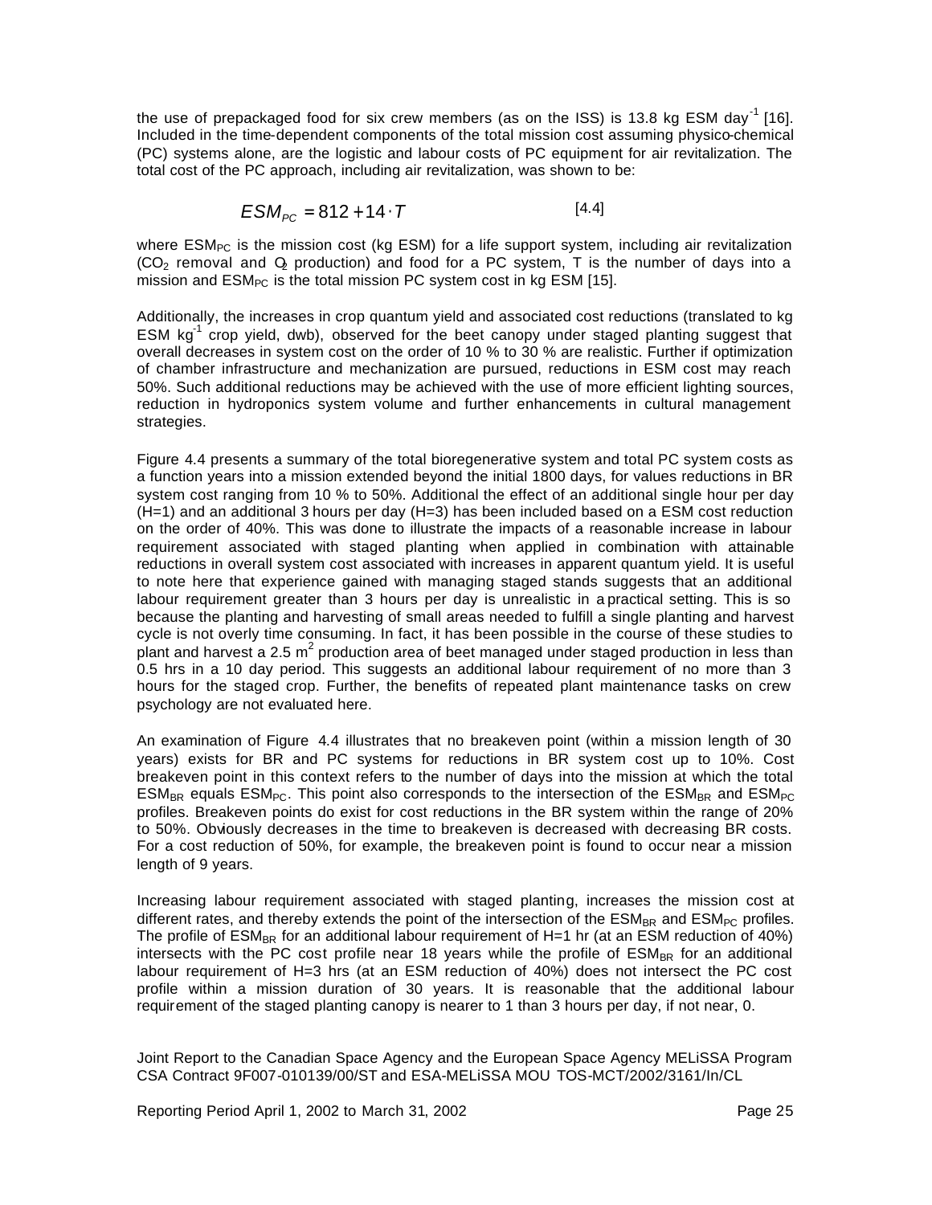the use of prepackaged food for six crew members (as on the ISS) is 13.8 kg ESM day$^{-1}$ [16]. Included in the time-dependent components of the total mission cost assuming physico-chemical (PC) systems alone, are the logistic and labour costs of PC equipment for air revitalization. The total cost of the PC approach, including air revitalization, was shown to be:

$$ESM_{PC} = 812 + 14 \cdot T \qquad [4.4]$$

where $ESM_{PC}$ is the mission cost (kg ESM) for a life support system, including air revitalization ($CO_2$ removal and $O_2$ production) and food for a PC system, T is the number of days into a mission and $ESM_{PC}$ is the total mission PC system cost in kg ESM [15].

Additionally, the increases in crop quantum yield and associated cost reductions (translated to kg ESM kg$^{-1}$ crop yield, dwb), observed for the beet canopy under staged planting suggest that overall decreases in system cost on the order of 10 % to 30 % are realistic. Further if optimization of chamber infrastructure and mechanization are pursued, reductions in ESM cost may reach 50%. Such additional reductions may be achieved with the use of more efficient lighting sources, reduction in hydroponics system volume and further enhancements in cultural management strategies.

Figure 4.4 presents a summary of the total bioregenerative system and total PC system costs as a function years into a mission extended beyond the initial 1800 days, for values reductions in BR system cost ranging from 10 % to 50%. Additional the effect of an additional single hour per day (H=1) and an additional 3 hours per day (H=3) has been included based on a ESM cost reduction on the order of 40%. This was done to illustrate the impacts of a reasonable increase in labour requirement associated with staged planting when applied in combination with attainable reductions in overall system cost associated with increases in apparent quantum yield. It is useful to note here that experience gained with managing staged stands suggests that an additional labour requirement greater than 3 hours per day is unrealistic in a practical setting. This is so because the planting and harvesting of small areas needed to fulfill a single planting and harvest cycle is not overly time consuming. In fact, it has been possible in the course of these studies to plant and harvest a 2.5 m$^2$ production area of beet managed under staged production in less than 0.5 hrs in a 10 day period. This suggests an additional labour requirement of no more than 3 hours for the staged crop. Further, the benefits of repeated plant maintenance tasks on crew psychology are not evaluated here.

An examination of Figure 4.4 illustrates that no breakeven point (within a mission length of 30 years) exists for BR and PC systems for reductions in BR system cost up to 10%. Cost breakeven point in this context refers to the number of days into the mission at which the total $ESM_{BR}$ equals $ESM_{PC}$. This point also corresponds to the intersection of the $ESM_{BR}$ and $ESM_{PC}$ profiles. Breakeven points do exist for cost reductions in the BR system within the range of 20% to 50%. Obviously decreases in the time to breakeven is decreased with decreasing BR costs. For a cost reduction of 50%, for example, the breakeven point is found to occur near a mission length of 9 years.

Increasing labour requirement associated with staged planting, increases the mission cost at different rates, and thereby extends the point of the intersection of the $ESM_{BR}$ and $ESM_{PC}$ profiles. The profile of $ESM_{BR}$ for an additional labour requirement of H=1 hr (at an ESM reduction of 40%) intersects with the PC cost profile near 18 years while the profile of $ESM_{BR}$ for an additional labour requirement of H=3 hrs (at an ESM reduction of 40%) does not intersect the PC cost profile within a mission duration of 30 years. It is reasonable that the additional labour requirement of the staged planting canopy is nearer to 1 than 3 hours per day, if not near, 0.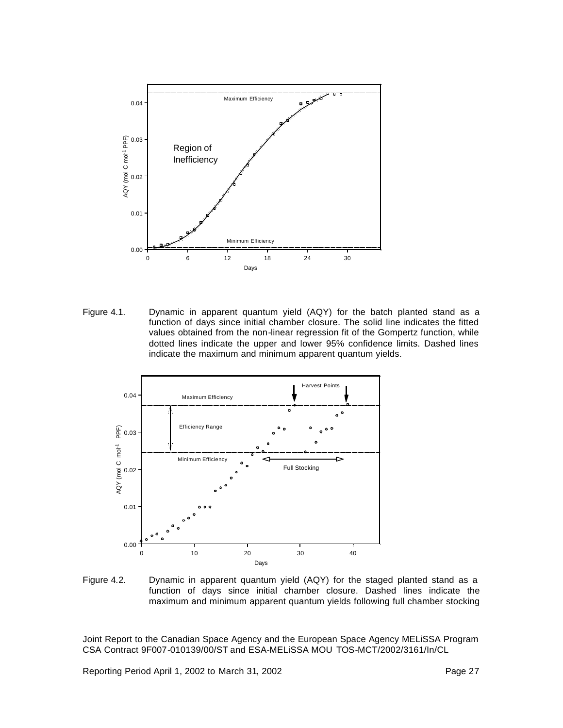Figure 4.1. Dynamic in apparent quantum yield (AQY) for the batch planted stand as a function of days since initial chamber closure. The solid line indicates the fitted values obtained from the non-linear regression fit of the Gompertz function, while dotted lines indicate the upper and lower 95% confidence limits. Dashed lines indicate the maximum and minimum apparent quantum yields.

Figure 4.2. Dynamic in apparent quantum yield (AQY) for the staged planted stand as a function of days since initial chamber closure. Dashed lines indicate the maximum and minimum apparent quantum yields following full chamber stocking

Joint Report to the Canadian Space Agency and the European Space Agency MELiSSA Program
CSA Contract 9F007-010139/00/ST and ESA-MELiSSA MOU TOS-MCT/2002/3161/In/CL

Reporting Period April 1, 2002 to March 31, 2002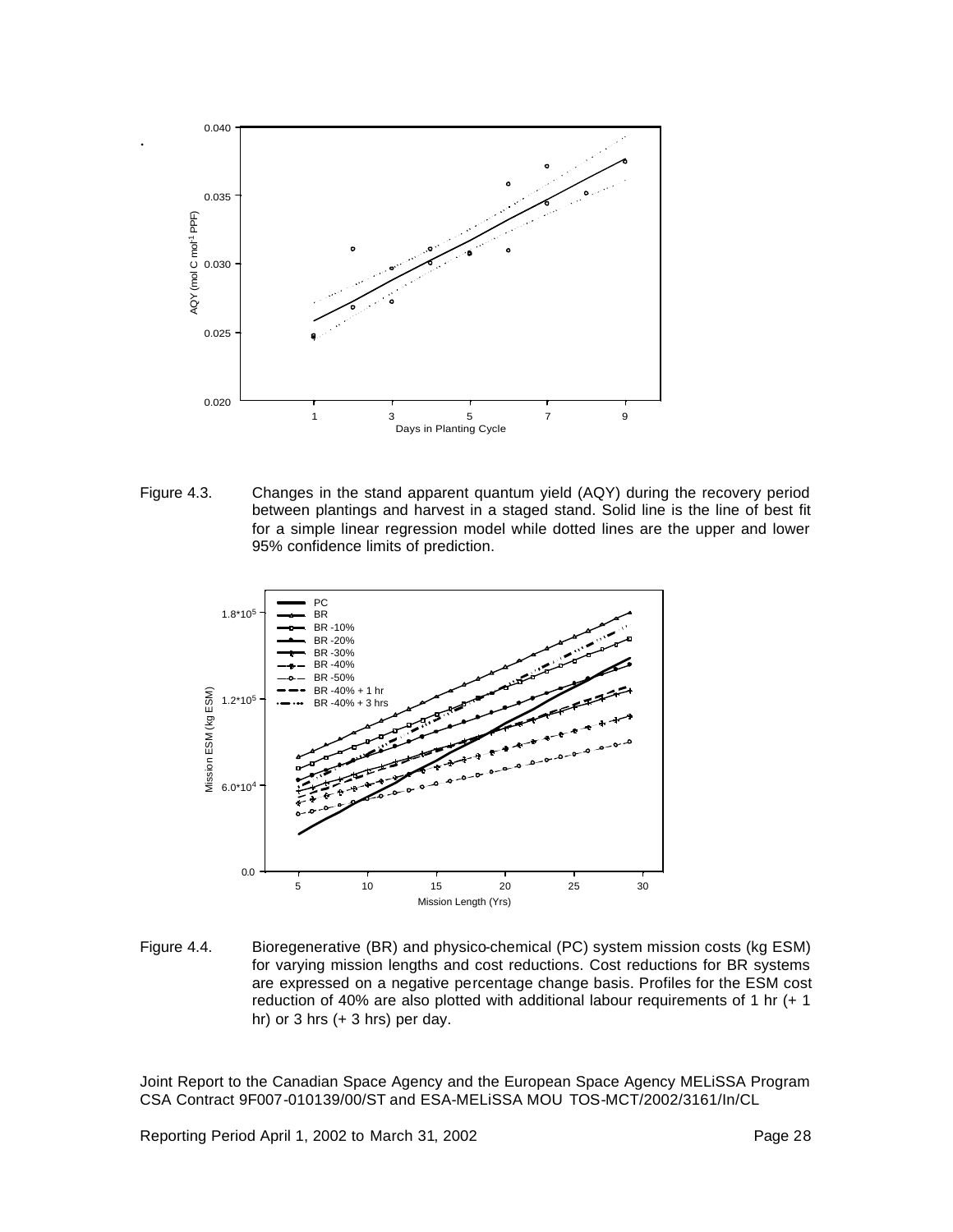Figure 4.3. Changes in the stand apparent quantum yield (AQY) during the recovery period between plantings and harvest in a staged stand. Solid line is the line of best fit for a simple linear regression model while dotted lines are the upper and lower 95% confidence limits of prediction.

Figure 4.4. Bioregenerative (BR) and physico-chemical (PC) system mission costs (kg ESM) for varying mission lengths and cost reductions. Cost reductions for BR systems are expressed on a negative percentage change basis. Profiles for the ESM cost reduction of 40% are also plotted with additional labour requirements of 1 hr (+ 1 hr) or 3 hrs (+ 3 hrs) per day.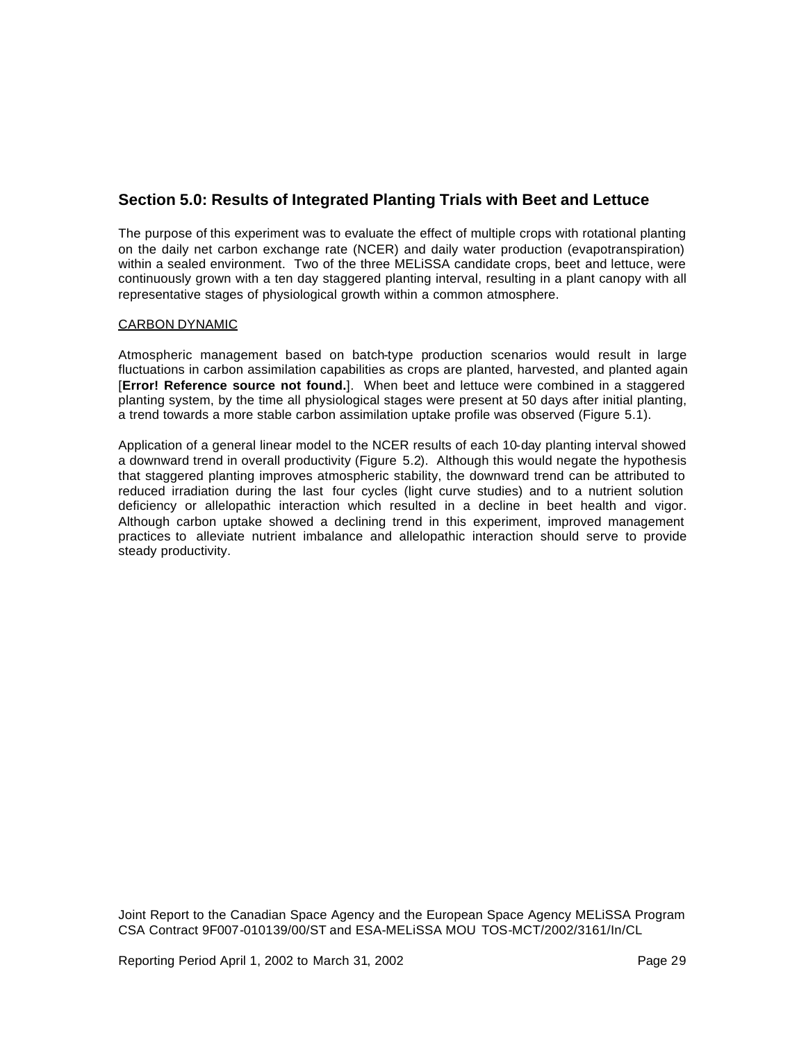## Section 5.0: Results of Integrated Planting Trials with Beet and Lettuce

The purpose of this experiment was to evaluate the effect of multiple crops with rotational planting on the daily net carbon exchange rate (NCER) and daily water production (evapotranspiration) within a sealed environment. Two of the three MELiSSA candidate crops, beet and lettuce, were continuously grown with a ten day staggered planting interval, resulting in a plant canopy with all representative stages of physiological growth within a common atmosphere.

<u>CARBON DYNAMIC</u>

Atmospheric management based on batch-type production scenarios would result in large fluctuations in carbon assimilation capabilities as crops are planted, harvested, and planted again [**Error! Reference source not found.**]. When beet and lettuce were combined in a staggered planting system, by the time all physiological stages were present at 50 days after initial planting, a trend towards a more stable carbon assimilation uptake profile was observed (Figure 5.1).

Application of a general linear model to the NCER results of each 10-day planting interval showed a downward trend in overall productivity (Figure 5.2). Although this would negate the hypothesis that staggered planting improves atmospheric stability, the downward trend can be attributed to reduced irradiation during the last four cycles (light curve studies) and to a nutrient solution deficiency or allelopathic interaction which resulted in a decline in beet health and vigor. Although carbon uptake showed a declining trend in this experiment, improved management practices to alleviate nutrient imbalance and allelopathic interaction should serve to provide steady productivity.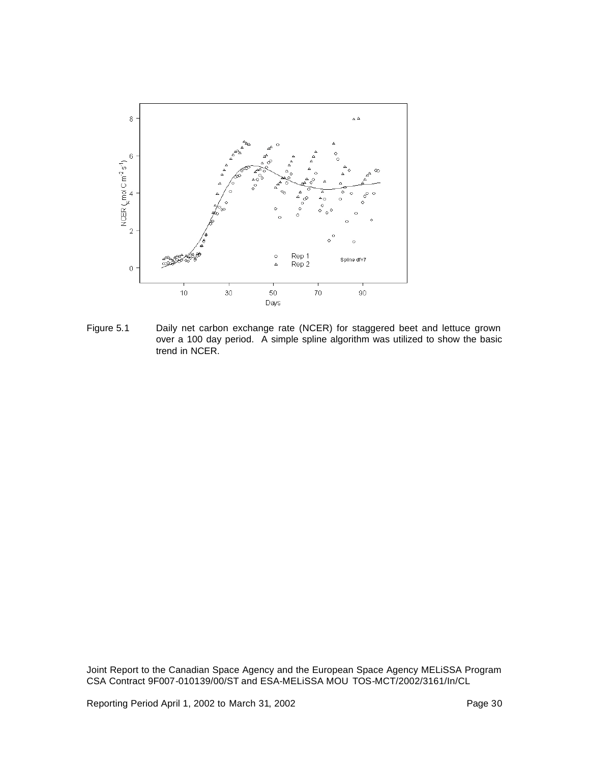Figure 5.1 Daily net carbon exchange rate (NCER) for staggered beet and lettuce grown over a 100 day period. A simple spline algorithm was utilized to show the basic trend in NCER.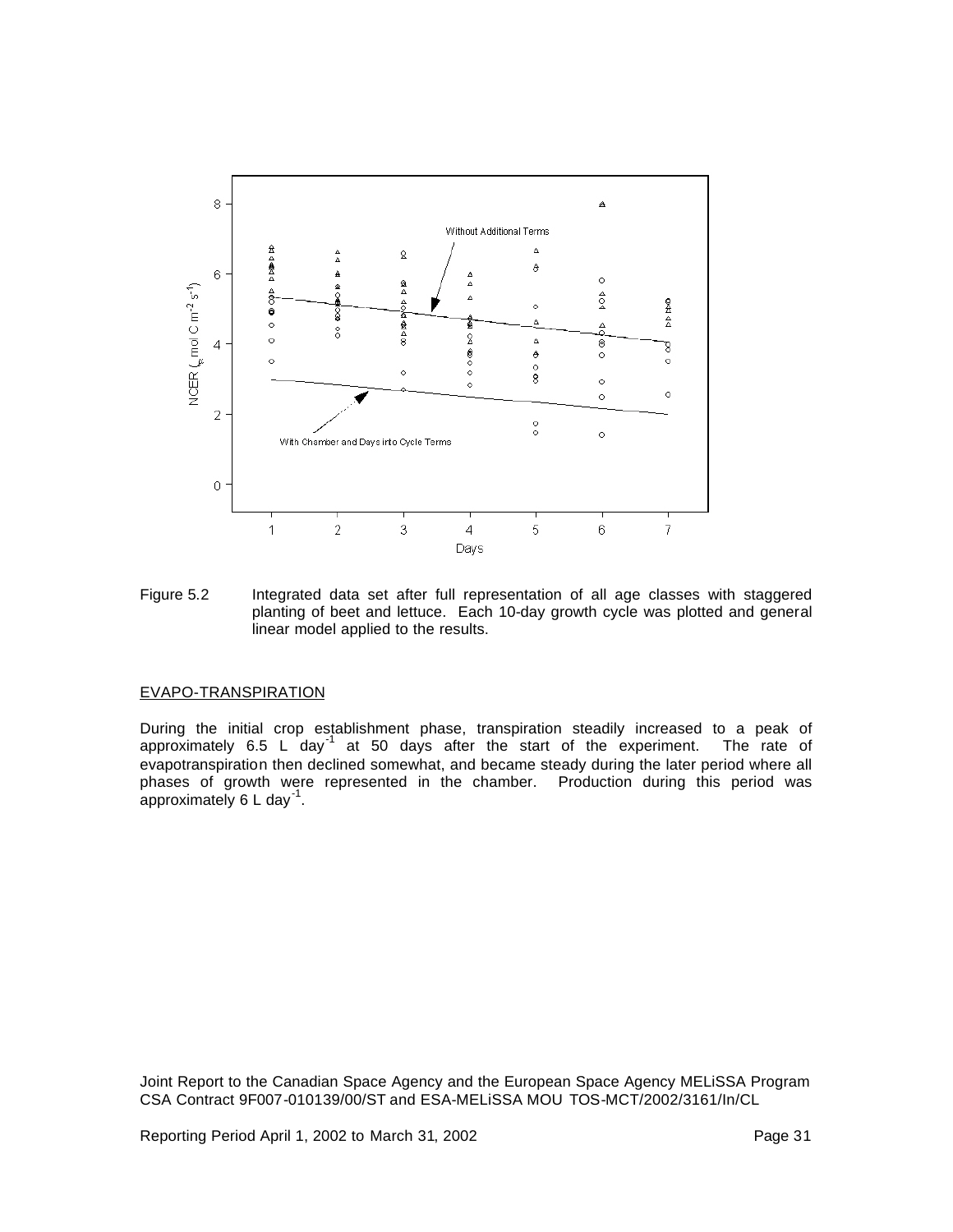Figure 5.2 Integrated data set after full representation of all age classes with staggered planting of beet and lettuce. Each 10-day growth cycle was plotted and general linear model applied to the results.

EVAPO-TRANSPIRATION

During the initial crop establishment phase, transpiration steadily increased to a peak of approximately 6.5 L $day^{-1}$ at 50 days after the start of the experiment. The rate of evapotranspiration then declined somewhat, and became steady during the later period where all phases of growth were represented in the chamber. Production during this period was approximately 6 L $day^{-1}$.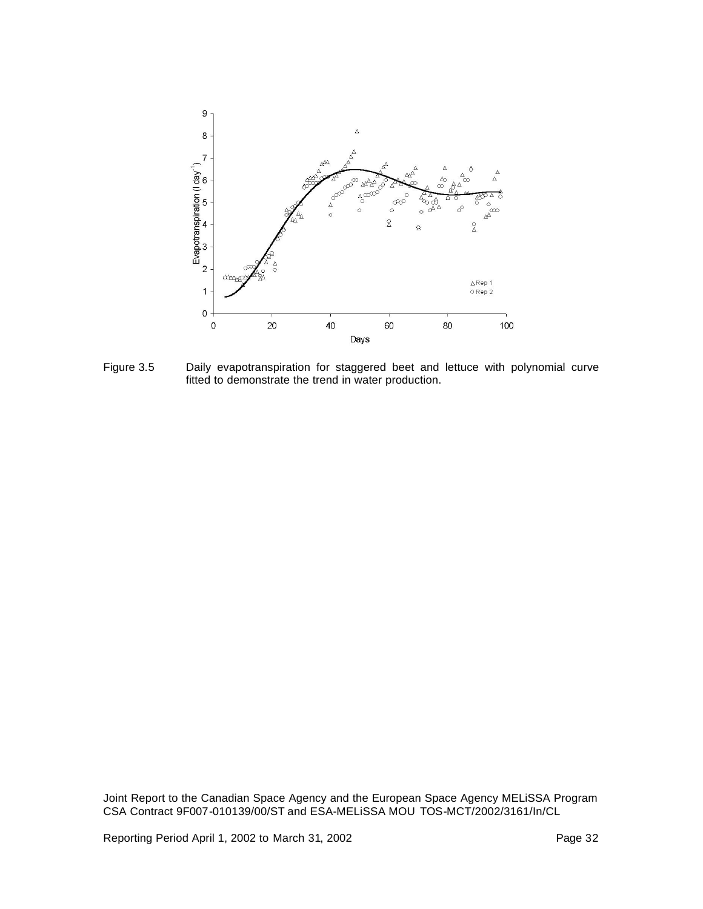Figure 3.5 Daily evapotranspiration for staggered beet and lettuce with polynomial curve fitted to demonstrate the trend in water production.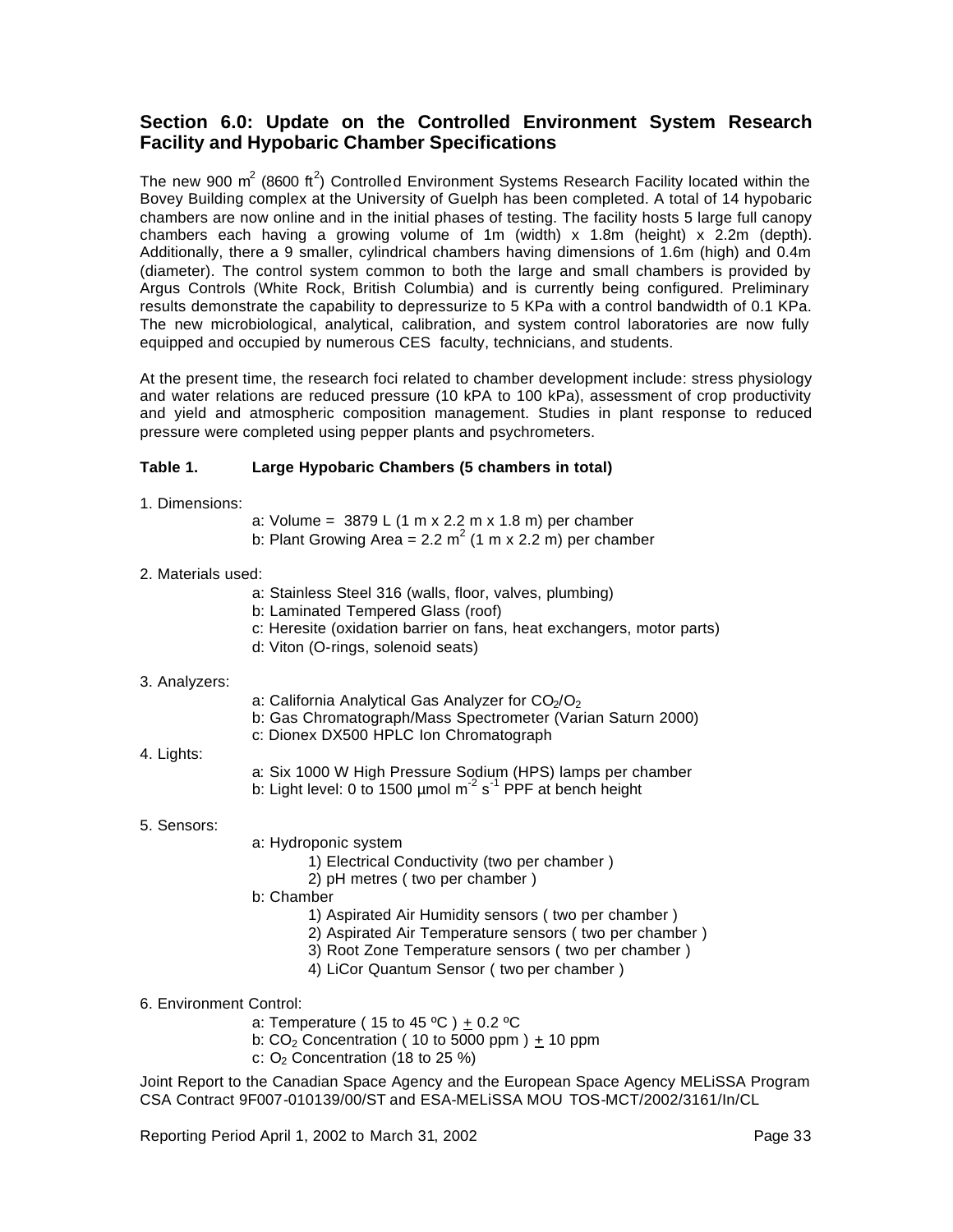## Section 6.0: Update on the Controlled Environment System Research Facility and Hypobaric Chamber Specifications

The new 900 $m^2$ (8600 $ft^2$) Controlled Environment Systems Research Facility located within the Bovey Building complex at the University of Guelph has been completed. A total of 14 hypobaric chambers are now online and in the initial phases of testing. The facility hosts 5 large full canopy chambers each having a growing volume of 1m (width) x 1.8m (height) x 2.2m (depth). Additionally, there a 9 smaller, cylindrical chambers having dimensions of 1.6m (high) and 0.4m (diameter). The control system common to both the large and small chambers is provided by Argus Controls (White Rock, British Columbia) and is currently being configured. Preliminary results demonstrate the capability to depressurize to 5 KPa with a control bandwidth of 0.1 KPa. The new microbiological, analytical, calibration, and system control laboratories are now fully equipped and occupied by numerous CES faculty, technicians, and students.

At the present time, the research foci related to chamber development include: stress physiology and water relations are reduced pressure (10 kPA to 100 kPa), assessment of crop productivity and yield and atmospheric composition management. Studies in plant response to reduced pressure were completed using pepper plants and psychrometers.

**Table 1. Large Hypobaric Chambers (5 chambers in total)**

1. Dimensions:
   - a: Volume = 3879 L (1 m x 2.2 m x 1.8 m) per chamber
   - b: Plant Growing Area = 2.2 $m^2$ (1 m x 2.2 m) per chamber
2. Materials used:
   - a: Stainless Steel 316 (walls, floor, valves, plumbing)
   - b: Laminated Tempered Glass (roof)
   - c: Heresite (oxidation barrier on fans, heat exchangers, motor parts)
   - d: Viton (O-rings, solenoid seats)
3. Analyzers:
   - a: California Analytical Gas Analyzer for $CO_2$/$O_2$
   - b: Gas Chromatograph/Mass Spectrometer (Varian Saturn 2000)
   - c: Dionex DX500 HPLC Ion Chromatograph
4. Lights:
   - a: Six 1000 W High Pressure Sodium (HPS) lamps per chamber
   - b: Light level: 0 to 1500 µmol $m^{-2}$ $s^{-1}$ PPF at bench height
5. Sensors:
   - a: Hydroponic system
     1) Electrical Conductivity (two per chamber )
     2) pH metres ( two per chamber )
   - b: Chamber
     1) Aspirated Air Humidity sensors ( two per chamber )
     2) Aspirated Air Temperature sensors ( two per chamber )
     3) Root Zone Temperature sensors ( two per chamber )
     4) LiCor Quantum Sensor ( two per chamber )
6. Environment Control:
   - a: Temperature ( 15 to 45 ºC ) $\pm$ 0.2 ºC
   - b: $CO_2$ Concentration ( 10 to 5000 ppm ) $\pm$ 10 ppm
   - c: $O_2$ Concentration (18 to 25 %)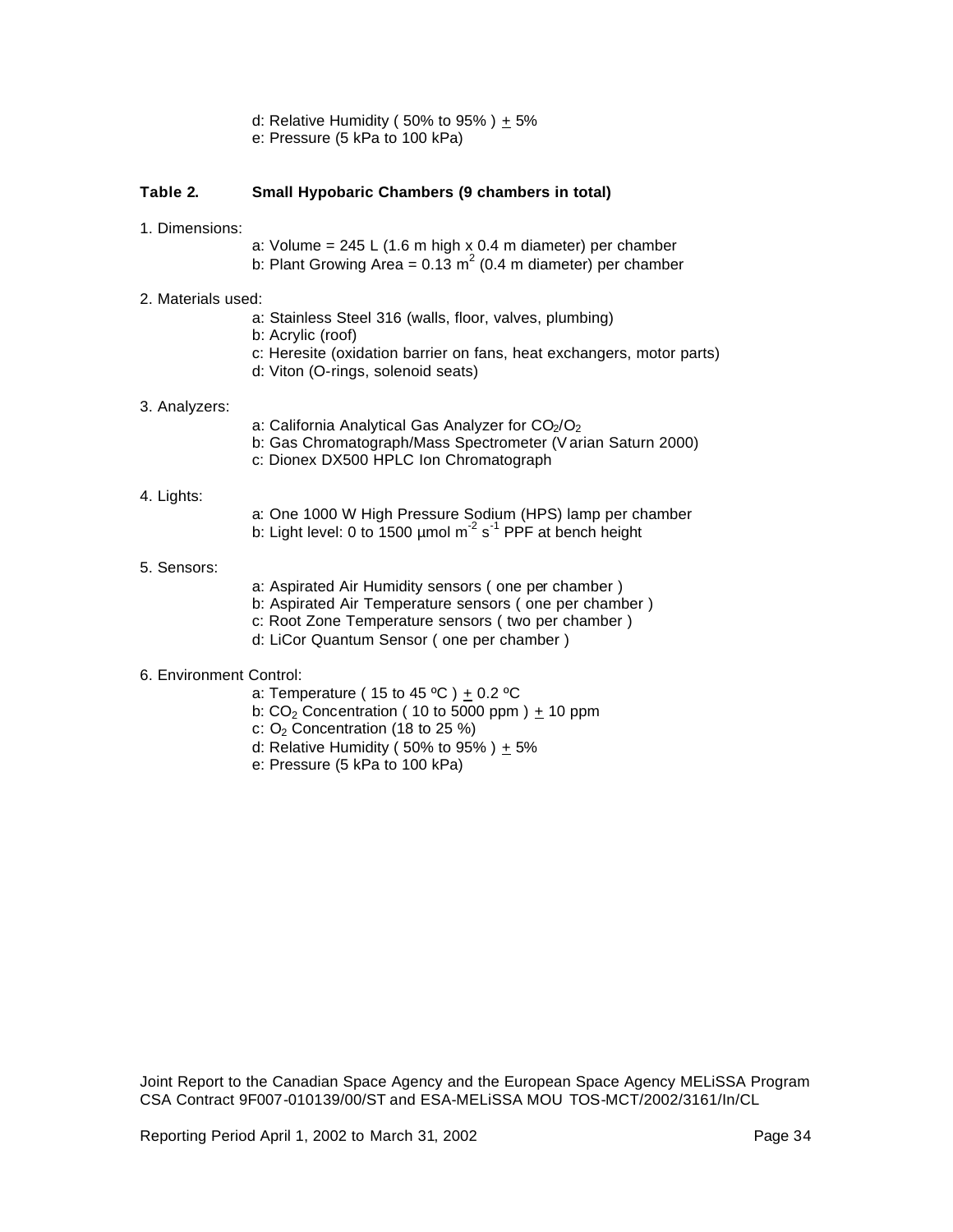d: Relative Humidity ( 50% to 95% ) ± 5%

e: Pressure (5 kPa to 100 kPa)

**Table 2. Small Hypobaric Chambers (9 chambers in total)**

1. Dimensions:
   - a: Volume = 245 L (1.6 m high x 0.4 m diameter) per chamber
   - b: Plant Growing Area = 0.13 $m^2$ (0.4 m diameter) per chamber

2. Materials used:
   - a: Stainless Steel 316 (walls, floor, valves, plumbing)
   - b: Acrylic (roof)
   - c: Heresite (oxidation barrier on fans, heat exchangers, motor parts)
   - d: Viton (O-rings, solenoid seats)

3. Analyzers:
   - a: California Analytical Gas Analyzer for $CO_2$/$O_2$
   - b: Gas Chromatograph/Mass Spectrometer (Varian Saturn 2000)
   - c: Dionex DX500 HPLC Ion Chromatograph

4. Lights:
   - a: One 1000 W High Pressure Sodium (HPS) lamp per chamber
   - b: Light level: 0 to 1500 µmol $m^{-2}$ $s^{-1}$ PPF at bench height

5. Sensors:
   - a: Aspirated Air Humidity sensors ( one per chamber )
   - b: Aspirated Air Temperature sensors ( one per chamber )
   - c: Root Zone Temperature sensors ( two per chamber )
   - d: LiCor Quantum Sensor ( one per chamber )

6. Environment Control:
   - a: Temperature ( 15 to 45 ºC ) ± 0.2 ºC
   - b: $CO_2$ Concentration ( 10 to 5000 ppm ) ± 10 ppm
   - c: $O_2$ Concentration (18 to 25 %)
   - d: Relative Humidity ( 50% to 95% ) ± 5%
   - e: Pressure (5 kPa to 100 kPa)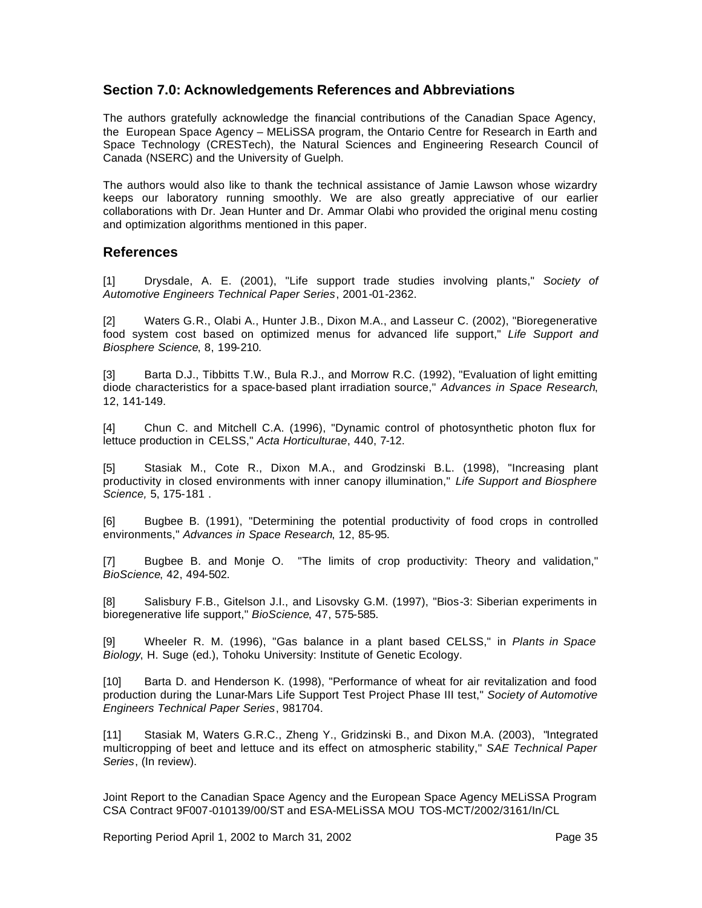## Section 7.0: Acknowledgements References and Abbreviations

The authors gratefully acknowledge the financial contributions of the Canadian Space Agency, the European Space Agency – MELiSSA program, the Ontario Centre for Research in Earth and Space Technology (CRESTech), the Natural Sciences and Engineering Research Council of Canada (NSERC) and the University of Guelph.

The authors would also like to thank the technical assistance of Jamie Lawson whose wizardry keeps our laboratory running smoothly. We are also greatly appreciative of our earlier collaborations with Dr. Jean Hunter and Dr. Ammar Olabi who provided the original menu costing and optimization algorithms mentioned in this paper.

## References

[1] Drysdale, A. E. (2001), "Life support trade studies involving plants," *Society of Automotive Engineers Technical Paper Series*, 2001-01-2362.

[2] Waters G.R., Olabi A., Hunter J.B., Dixon M.A., and Lasseur C. (2002), "Bioregenerative food system cost based on optimized menus for advanced life support," *Life Support and Biosphere Science*, 8, 199-210.

[3] Barta D.J., Tibbitts T.W., Bula R.J., and Morrow R.C. (1992), "Evaluation of light emitting diode characteristics for a space-based plant irradiation source," *Advances in Space Research*, 12, 141-149.

[4] Chun C. and Mitchell C.A. (1996), "Dynamic control of photosynthetic photon flux for lettuce production in CELSS," *Acta Horticulturae*, 440, 7-12.

[5] Stasiak M., Cote R., Dixon M.A., and Grodzinski B.L. (1998), "Increasing plant productivity in closed environments with inner canopy illumination," *Life Support and Biosphere Science,* 5, 175-181 .

[6] Bugbee B. (1991), "Determining the potential productivity of food crops in controlled environments," *Advances in Space Research*, 12, 85-95.

[7] Bugbee B. and Monje O. "The limits of crop productivity: Theory and validation," *BioScience*, 42, 494-502.

[8] Salisbury F.B., Gitelson J.I., and Lisovsky G.M. (1997), "Bios-3: Siberian experiments in bioregenerative life support," *BioScience*, 47, 575-585.

[9] Wheeler R. M. (1996), "Gas balance in a plant based CELSS," in *Plants in Space Biology*, H. Suge (ed.), Tohoku University: Institute of Genetic Ecology.

[10] Barta D. and Henderson K. (1998), "Performance of wheat for air revitalization and food production during the Lunar-Mars Life Support Test Project Phase III test," *Society of Automotive Engineers Technical Paper Series*, 981704.

[11] Stasiak M, Waters G.R.C., Zheng Y., Gridzinski B., and Dixon M.A. (2003), "Integrated multicropping of beet and lettuce and its effect on atmospheric stability," *SAE Technical Paper Series*, (In review).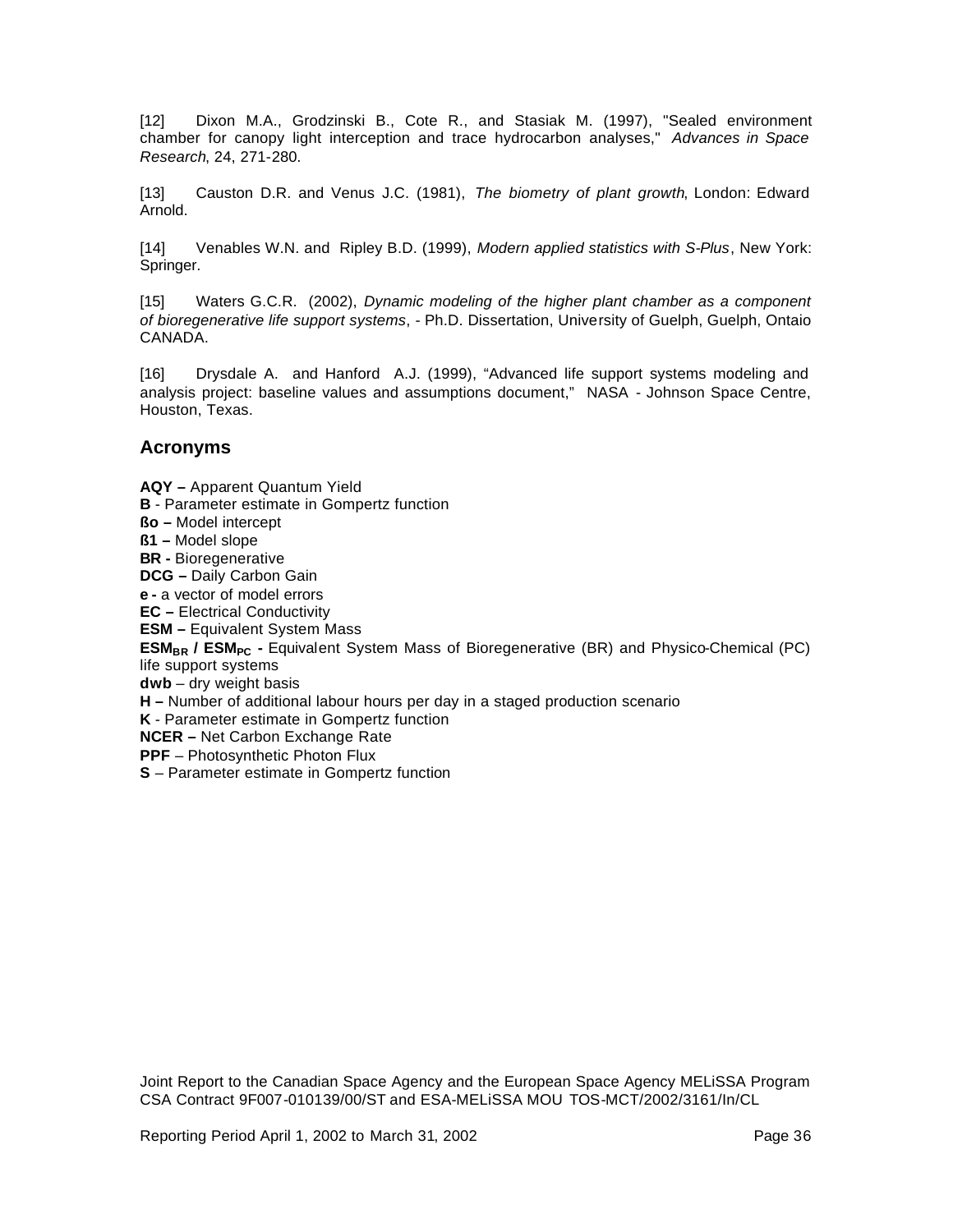[12] Dixon M.A., Grodzinski B., Cote R., and Stasiak M. (1997), "Sealed environment chamber for canopy light interception and trace hydrocarbon analyses," *Advances in Space Research*, 24, 271-280.

[13] Causton D.R. and Venus J.C. (1981), *The biometry of plant growth*, London: Edward Arnold.

[14] Venables W.N. and Ripley B.D. (1999), *Modern applied statistics with S-Plus*, New York: Springer.

[15] Waters G.C.R. (2002), *Dynamic modeling of the higher plant chamber as a component of bioregenerative life support systems*, - Ph.D. Dissertation, University of Guelph, Guelph, Ontaio CANADA.

[16] Drysdale A. and Hanford A.J. (1999), "Advanced life support systems modeling and analysis project: baseline values and assumptions document," NASA - Johnson Space Centre, Houston, Texas.

## Acronyms

**AQY –** Apparent Quantum Yield
**B** - Parameter estimate in Gompertz function
**ßo –** Model intercept
**ß1 –** Model slope
**BR -** Bioregenerative
**DCG –** Daily Carbon Gain
**e -** a vector of model errors
**EC –** Electrical Conductivity
**ESM –** Equivalent System Mass
**$ESM_{BR}$ / $ESM_{PC}$ -** Equivalent System Mass of Bioregenerative (BR) and Physico-Chemical (PC) life support systems
**dwb** – dry weight basis
**H –** Number of additional labour hours per day in a staged production scenario
**K** - Parameter estimate in Gompertz function
**NCER –** Net Carbon Exchange Rate
**PPF** – Photosynthetic Photon Flux
**S** – Parameter estimate in Gompertz function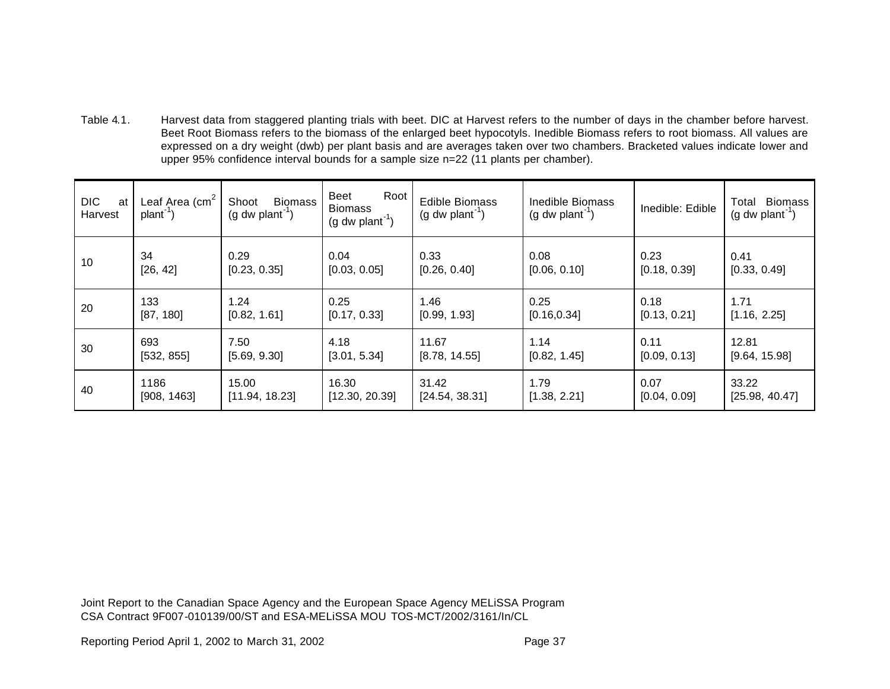Table 4.1. Harvest data from staggered planting trials with beet. DIC at Harvest refers to the number of days in the chamber before harvest. Beet Root Biomass refers to the biomass of the enlarged beet hypocotyls. Inedible Biomass refers to root biomass. All values are expressed on a dry weight (dwb) per plant basis and are averages taken over two chambers. Bracketed values indicate lower and upper 95% confidence interval bounds for a sample size n=22 (11 plants per chamber).

| DIC at Harvest | Leaf Area ($cm^2$ $plant^{-1}$) | Shoot Biomass (g dw $plant^{-1}$) | Beet Root Biomass (g dw $plant^{-1}$) | Edible Biomass (g dw $plant^{-1}$) | Inedible Biomass (g dw $plant^{-1}$) | Inedible: Edible | Total Biomass (g dw $plant^{-1}$) |
|---|---|---|---|---|---|---|---|
| 10 | 34 [26, 42] | 0.29 [0.23, 0.35] | 0.04 [0.03, 0.05] | 0.33 [0.26, 0.40] | 0.08 [0.06, 0.10] | 0.23 [0.18, 0.39] | 0.41 [0.33, 0.49] |
| 20 | 133 [87, 180] | 1.24 [0.82, 1.61] | 0.25 [0.17, 0.33] | 1.46 [0.99, 1.93] | 0.25 [0.16,0.34] | 0.18 [0.13, 0.21] | 1.71 [1.16, 2.25] |
| 30 | 693 [532, 855] | 7.50 [5.69, 9.30] | 4.18 [3.01, 5.34] | 11.67 [8.78, 14.55] | 1.14 [0.82, 1.45] | 0.11 [0.09, 0.13] | 12.81 [9.64, 15.98] |
| 40 | 1186 [908, 1463] | 15.00 [11.94, 18.23] | 16.30 [12.30, 20.39] | 31.42 [24.54, 38.31] | 1.79 [1.38, 2.21] | 0.07 [0.04, 0.09] | 33.22 [25.98, 40.47] |